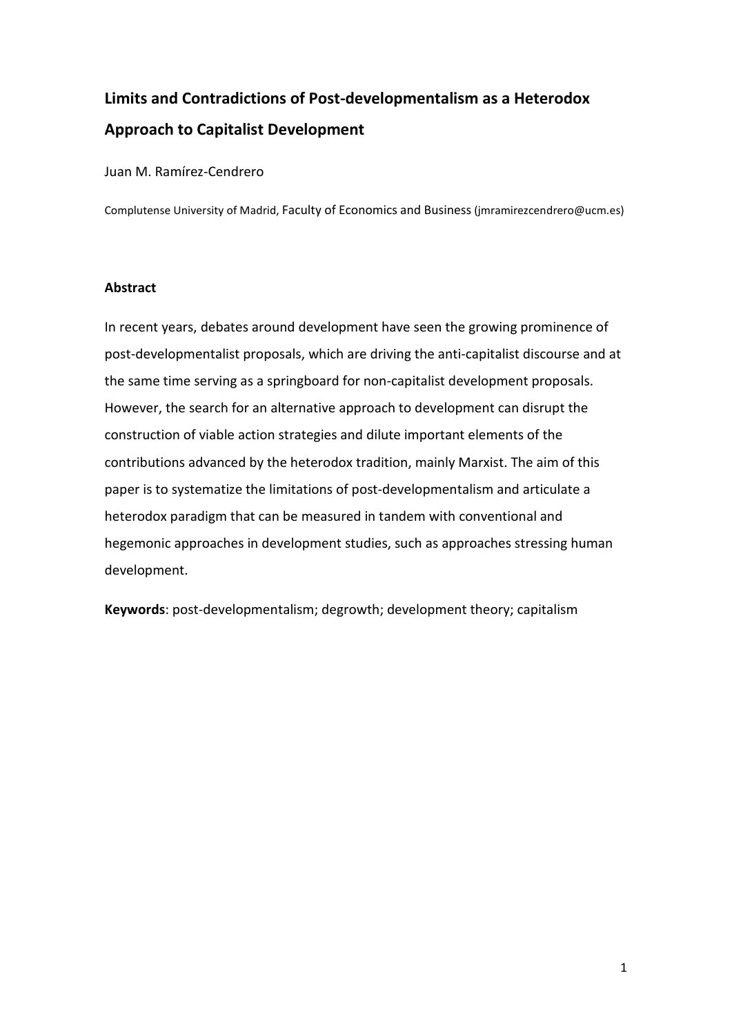# Limits and Contradictions of Post-developmentalism as a Heterodox Approach to Capitalist Development

Juan M. Ramírez-Cendrero

Complutense University of Madrid, Faculty of Economics and Business (jmramirezcendrero@ucm.es)

## Abstract

In recent years, debates around development have seen the growing prominence of post-developmentalist proposals, which are driving the anti-capitalist discourse and at the same time serving as a springboard for non-capitalist development proposals. However, the search for an alternative approach to development can disrupt the construction of viable action strategies and dilute important elements of the contributions advanced by the heterodox tradition, mainly Marxist. The aim of this paper is to systematize the limitations of post-developmentalism and articulate a heterodox paradigm that can be measured in tandem with conventional and hegemonic approaches in development studies, such as approaches stressing human development.

**Keywords**: post-developmentalism; degrowth; development theory; capitalism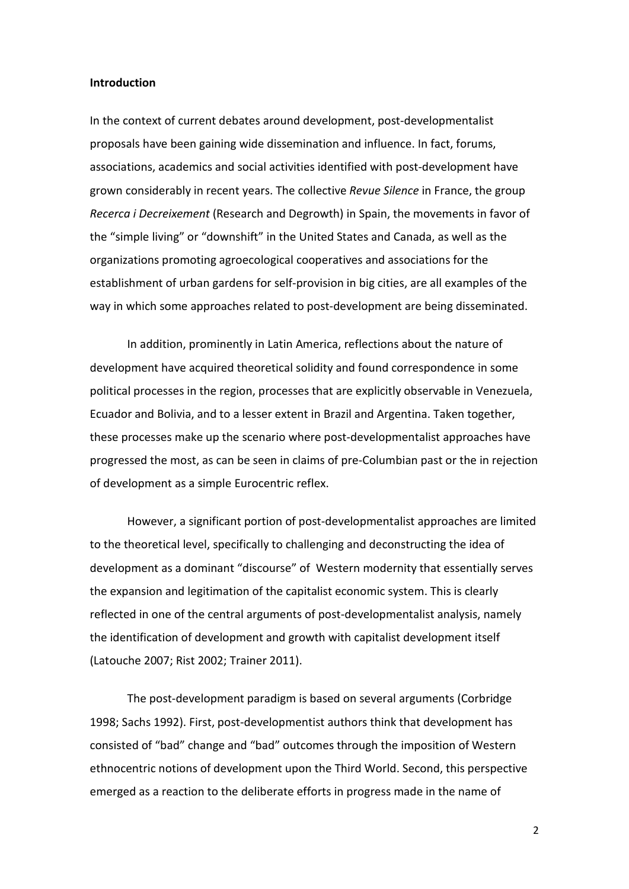**Introduction**

In the context of current debates around development, post-developmentalist proposals have been gaining wide dissemination and influence. In fact, forums, associations, academics and social activities identified with post-development have grown considerably in recent years. The collective *Revue Silence* in France, the group *Recerca i Decreixement* (Research and Degrowth) in Spain, the movements in favor of the "simple living" or "downshift" in the United States and Canada, as well as the organizations promoting agroecological cooperatives and associations for the establishment of urban gardens for self-provision in big cities, are all examples of the way in which some approaches related to post-development are being disseminated.

In addition, prominently in Latin America, reflections about the nature of development have acquired theoretical solidity and found correspondence in some political processes in the region, processes that are explicitly observable in Venezuela, Ecuador and Bolivia, and to a lesser extent in Brazil and Argentina. Taken together, these processes make up the scenario where post-developmentalist approaches have progressed the most, as can be seen in claims of pre-Columbian past or the in rejection of development as a simple Eurocentric reflex.

However, a significant portion of post-developmentalist approaches are limited to the theoretical level, specifically to challenging and deconstructing the idea of development as a dominant "discourse" of Western modernity that essentially serves the expansion and legitimation of the capitalist economic system. This is clearly reflected in one of the central arguments of post-developmentalist analysis, namely the identification of development and growth with capitalist development itself (Latouche 2007; Rist 2002; Trainer 2011).

The post-development paradigm is based on several arguments (Corbridge 1998; Sachs 1992). First, post-developmentist authors think that development has consisted of "bad" change and "bad" outcomes through the imposition of Western ethnocentric notions of development upon the Third World. Second, this perspective emerged as a reaction to the deliberate efforts in progress made in the name of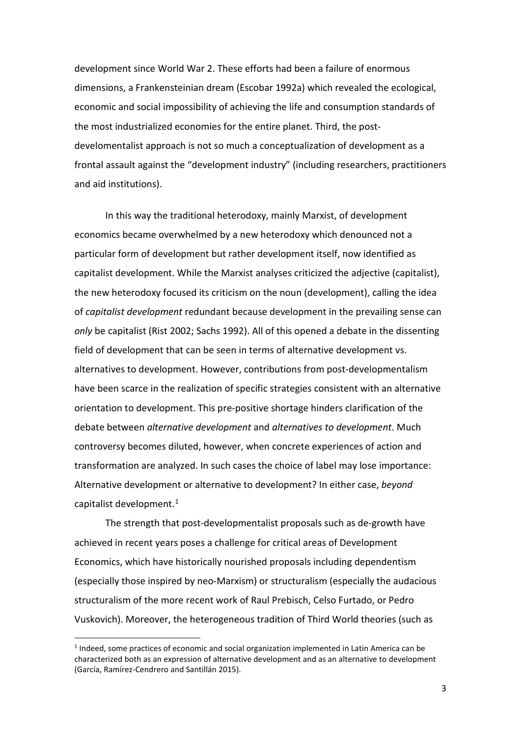development since World War 2. These efforts had been a failure of enormous dimensions, a Frankensteinian dream (Escobar 1992a) which revealed the ecological, economic and social impossibility of achieving the life and consumption standards of the most industrialized economies for the entire planet. Third, the post-develomentalist approach is not so much a conceptualization of development as a frontal assault against the "development industry" (including researchers, practitioners and aid institutions).

In this way the traditional heterodoxy, mainly Marxist, of development economics became overwhelmed by a new heterodoxy which denounced not a particular form of development but rather development itself, now identified as capitalist development. While the Marxist analyses criticized the adjective (capitalist), the new heterodoxy focused its criticism on the noun (development), calling the idea of *capitalist development* redundant because development in the prevailing sense can *only* be capitalist (Rist 2002; Sachs 1992). All of this opened a debate in the dissenting field of development that can be seen in terms of alternative development vs. alternatives to development. However, contributions from post-developmentalism have been scarce in the realization of specific strategies consistent with an alternative orientation to development. This pre-positive shortage hinders clarification of the debate between *alternative development* and *alternatives to development*. Much controversy becomes diluted, however, when concrete experiences of action and transformation are analyzed. In such cases the choice of label may lose importance: Alternative development or alternative to development? In either case, *beyond* capitalist development.[1]

The strength that post-developmentalist proposals such as de-growth have achieved in recent years poses a challenge for critical areas of Development Economics, which have historically nourished proposals including dependentism (especially those inspired by neo-Marxism) or structuralism (especially the audacious structuralism of the more recent work of Raul Prebisch, Celso Furtado, or Pedro Vuskovich). Moreover, the heterogeneous tradition of Third World theories (such as

[1] Indeed, some practices of economic and social organization implemented in Latin America can be characterized both as an expression of alternative development and as an alternative to development (García, Ramírez-Cendrero and Santillán 2015).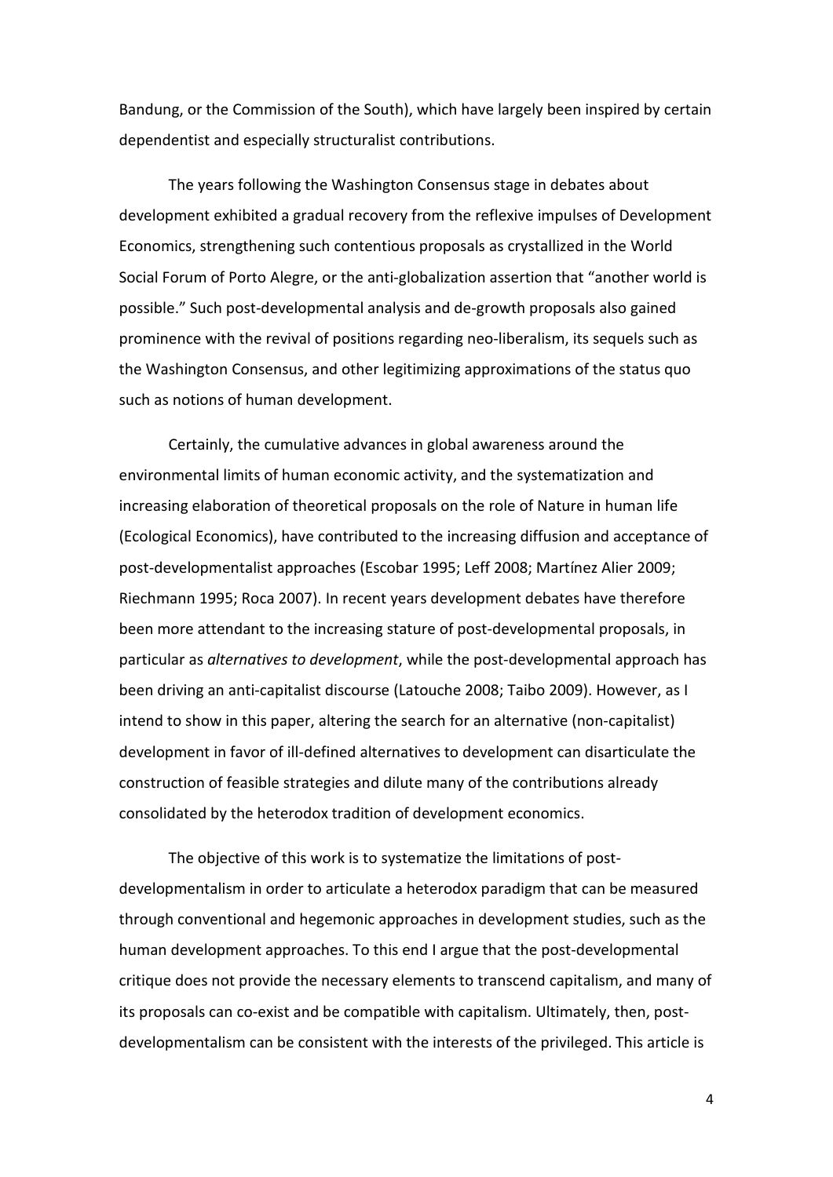Bandung, or the Commission of the South), which have largely been inspired by certain dependentist and especially structuralist contributions.

The years following the Washington Consensus stage in debates about development exhibited a gradual recovery from the reflexive impulses of Development Economics, strengthening such contentious proposals as crystallized in the World Social Forum of Porto Alegre, or the anti-globalization assertion that "another world is possible." Such post-developmental analysis and de-growth proposals also gained prominence with the revival of positions regarding neo-liberalism, its sequels such as the Washington Consensus, and other legitimizing approximations of the status quo such as notions of human development.

Certainly, the cumulative advances in global awareness around the environmental limits of human economic activity, and the systematization and increasing elaboration of theoretical proposals on the role of Nature in human life (Ecological Economics), have contributed to the increasing diffusion and acceptance of post-developmentalist approaches (Escobar 1995; Leff 2008; Martínez Alier 2009; Riechmann 1995; Roca 2007). In recent years development debates have therefore been more attendant to the increasing stature of post-developmental proposals, in particular as *alternatives to development*, while the post-developmental approach has been driving an anti-capitalist discourse (Latouche 2008; Taibo 2009). However, as I intend to show in this paper, altering the search for an alternative (non-capitalist) development in favor of ill-defined alternatives to development can disarticulate the construction of feasible strategies and dilute many of the contributions already consolidated by the heterodox tradition of development economics.

The objective of this work is to systematize the limitations of post-developmentalism in order to articulate a heterodox paradigm that can be measured through conventional and hegemonic approaches in development studies, such as the human development approaches. To this end I argue that the post-developmental critique does not provide the necessary elements to transcend capitalism, and many of its proposals can co-exist and be compatible with capitalism. Ultimately, then, post-developmentalism can be consistent with the interests of the privileged. This article is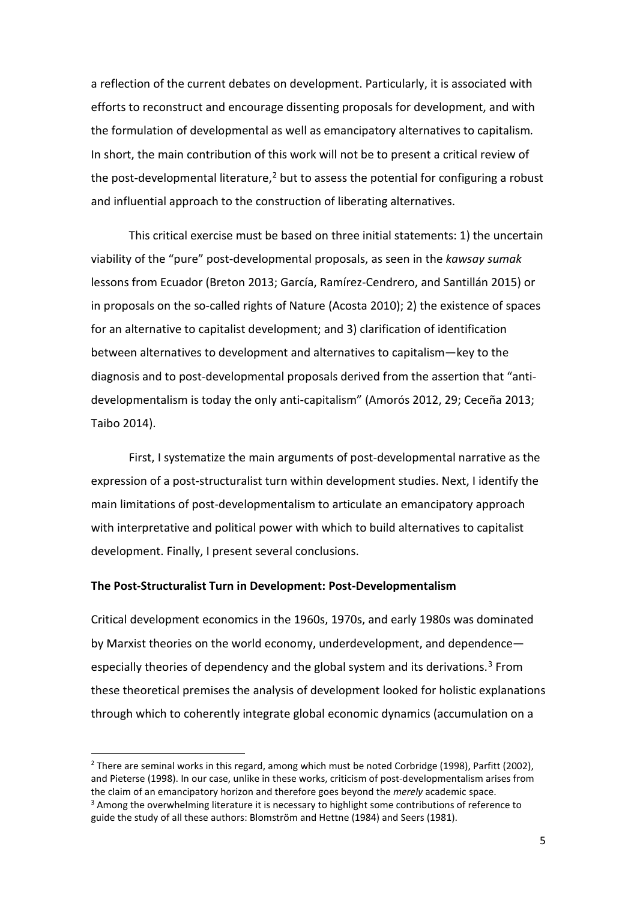a reflection of the current debates on development. Particularly, it is associated with efforts to reconstruct and encourage dissenting proposals for development, and with the formulation of developmental as well as emancipatory alternatives to capitalism. In short, the main contribution of this work will not be to present a critical review of the post-developmental literature,[2] but to assess the potential for configuring a robust and influential approach to the construction of liberating alternatives.

This critical exercise must be based on three initial statements: 1) the uncertain viability of the "pure" post-developmental proposals, as seen in the *kawsay sumak* lessons from Ecuador (Breton 2013; García, Ramírez-Cendrero, and Santillán 2015) or in proposals on the so-called rights of Nature (Acosta 2010); 2) the existence of spaces for an alternative to capitalist development; and 3) clarification of identification between alternatives to development and alternatives to capitalism—key to the diagnosis and to post-developmental proposals derived from the assertion that "anti-developmentalism is today the only anti-capitalism" (Amorós 2012, 29; Ceceña 2013; Taibo 2014).

First, I systematize the main arguments of post-developmental narrative as the expression of a post-structuralist turn within development studies. Next, I identify the main limitations of post-developmentalism to articulate an emancipatory approach with interpretative and political power with which to build alternatives to capitalist development. Finally, I present several conclusions.

## The Post-Structuralist Turn in Development: Post-Developmentalism

Critical development economics in the 1960s, 1970s, and early 1980s was dominated by Marxist theories on the world economy, underdevelopment, and dependence—especially theories of dependency and the global system and its derivations.[3] From these theoretical premises the analysis of development looked for holistic explanations through which to coherently integrate global economic dynamics (accumulation on a

---

[2] There are seminal works in this regard, among which must be noted Corbridge (1998), Parfitt (2002), and Pieterse (1998). In our case, unlike in these works, criticism of post-developmentalism arises from the claim of an emancipatory horizon and therefore goes beyond the *merely* academic space.

[3] Among the overwhelming literature it is necessary to highlight some contributions of reference to guide the study of all these authors: Blomström and Hettne (1984) and Seers (1981).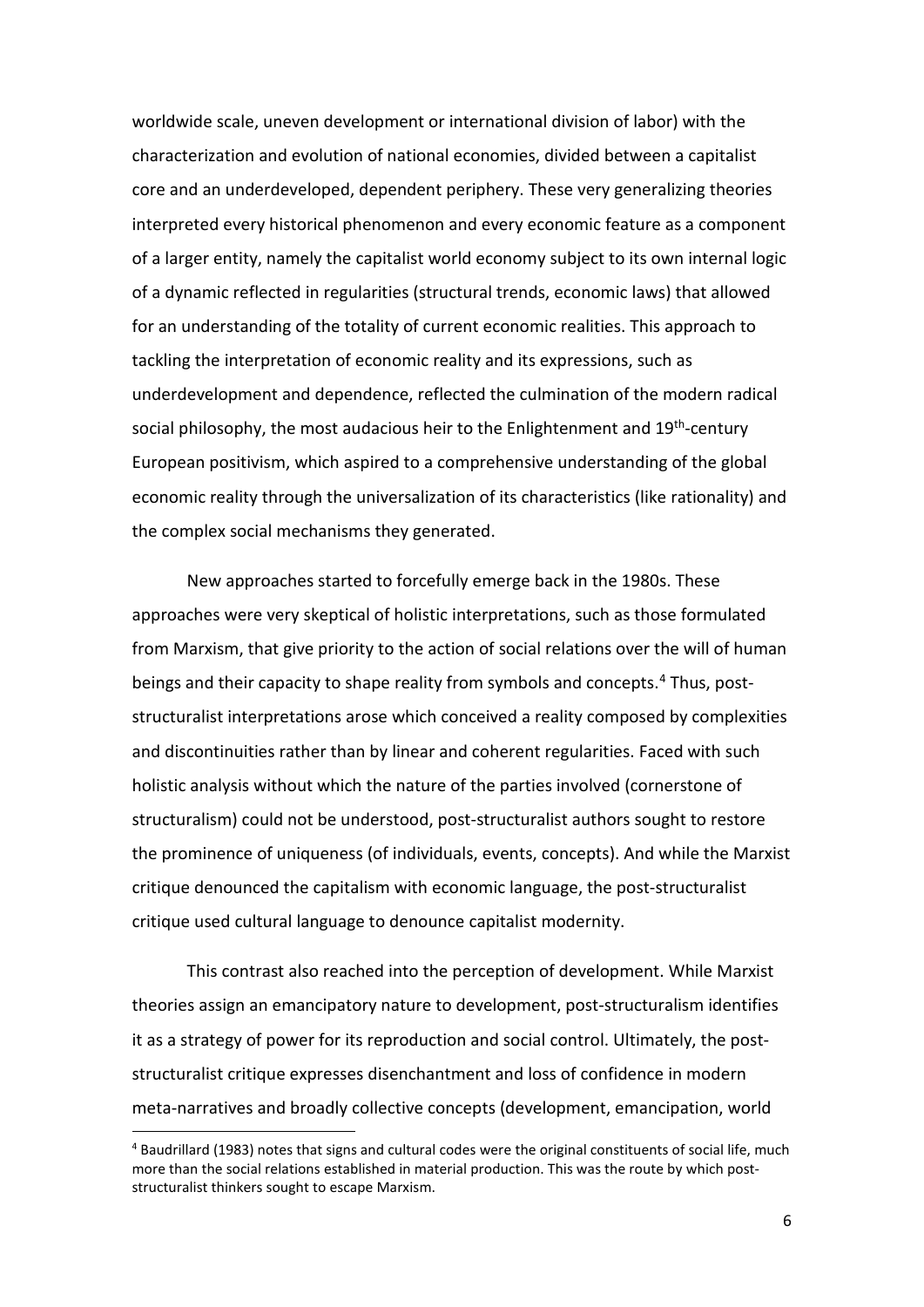worldwide scale, uneven development or international division of labor) with the characterization and evolution of national economies, divided between a capitalist core and an underdeveloped, dependent periphery. These very generalizing theories interpreted every historical phenomenon and every economic feature as a component of a larger entity, namely the capitalist world economy subject to its own internal logic of a dynamic reflected in regularities (structural trends, economic laws) that allowed for an understanding of the totality of current economic realities. This approach to tackling the interpretation of economic reality and its expressions, such as underdevelopment and dependence, reflected the culmination of the modern radical social philosophy, the most audacious heir to the Enlightenment and 19th-century European positivism, which aspired to a comprehensive understanding of the global economic reality through the universalization of its characteristics (like rationality) and the complex social mechanisms they generated.

New approaches started to forcefully emerge back in the 1980s. These approaches were very skeptical of holistic interpretations, such as those formulated from Marxism, that give priority to the action of social relations over the will of human beings and their capacity to shape reality from symbols and concepts.[4] Thus, post-structuralist interpretations arose which conceived a reality composed by complexities and discontinuities rather than by linear and coherent regularities. Faced with such holistic analysis without which the nature of the parties involved (cornerstone of structuralism) could not be understood, post-structuralist authors sought to restore the prominence of uniqueness (of individuals, events, concepts). And while the Marxist critique denounced the capitalism with economic language, the post-structuralist critique used cultural language to denounce capitalist modernity.

This contrast also reached into the perception of development. While Marxist theories assign an emancipatory nature to development, post-structuralism identifies it as a strategy of power for its reproduction and social control. Ultimately, the post-structuralist critique expresses disenchantment and loss of confidence in modern meta-narratives and broadly collective concepts (development, emancipation, world

[4] Baudrillard (1983) notes that signs and cultural codes were the original constituents of social life, much more than the social relations established in material production. This was the route by which post-structuralist thinkers sought to escape Marxism.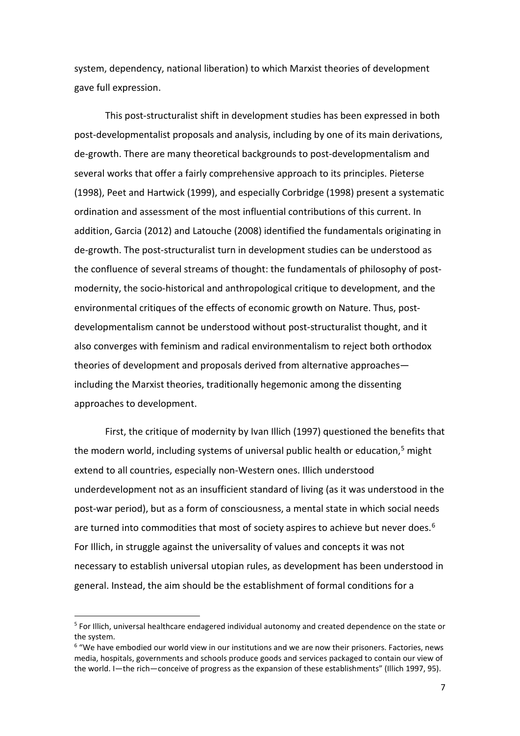system, dependency, national liberation) to which Marxist theories of development gave full expression.

This post-structuralist shift in development studies has been expressed in both post-developmentalist proposals and analysis, including by one of its main derivations, de-growth. There are many theoretical backgrounds to post-developmentalism and several works that offer a fairly comprehensive approach to its principles. Pieterse (1998), Peet and Hartwick (1999), and especially Corbridge (1998) present a systematic ordination and assessment of the most influential contributions of this current. In addition, Garcia (2012) and Latouche (2008) identified the fundamentals originating in de-growth. The post-structuralist turn in development studies can be understood as the confluence of several streams of thought: the fundamentals of philosophy of post-modernity, the socio-historical and anthropological critique to development, and the environmental critiques of the effects of economic growth on Nature. Thus, post-developmentalism cannot be understood without post-structuralist thought, and it also converges with feminism and radical environmentalism to reject both orthodox theories of development and proposals derived from alternative approaches—including the Marxist theories, traditionally hegemonic among the dissenting approaches to development.

First, the critique of modernity by Ivan Illich (1997) questioned the benefits that the modern world, including systems of universal public health or education,[5] might extend to all countries, especially non-Western ones. Illich understood underdevelopment not as an insufficient standard of living (as it was understood in the post-war period), but as a form of consciousness, a mental state in which social needs are turned into commodities that most of society aspires to achieve but never does.[6] For Illich, in struggle against the universality of values and concepts it was not necessary to establish universal utopian rules, as development has been understood in general. Instead, the aim should be the establishment of formal conditions for a

[5] For Illich, universal healthcare endagered individual autonomy and created dependence on the state or the system.

[6] "We have embodied our world view in our institutions and we are now their prisoners. Factories, news media, hospitals, governments and schools produce goods and services packaged to contain our view of the world. I—the rich—conceive of progress as the expansion of these establishments" (Illich 1997, 95).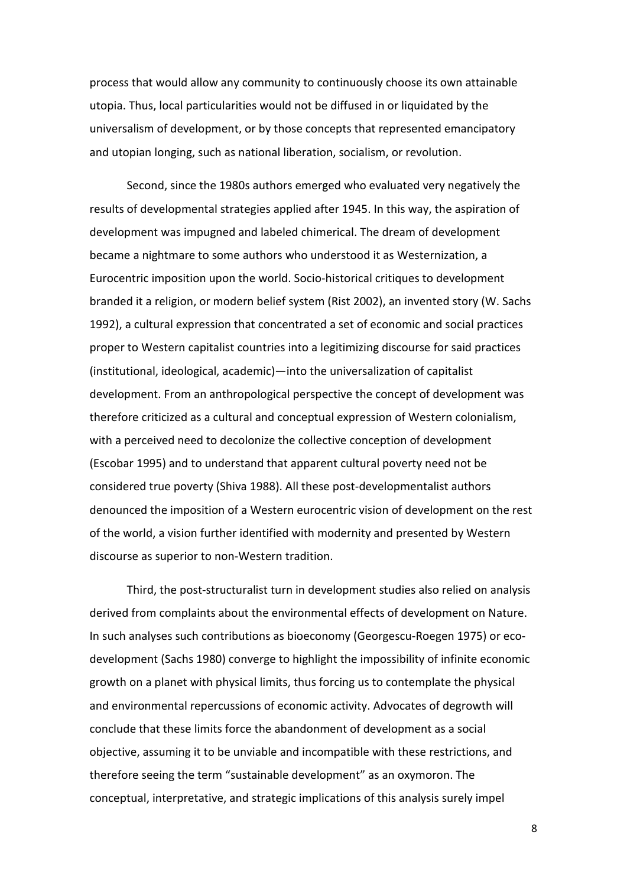process that would allow any community to continuously choose its own attainable utopia. Thus, local particularities would not be diffused in or liquidated by the universalism of development, or by those concepts that represented emancipatory and utopian longing, such as national liberation, socialism, or revolution.

Second, since the 1980s authors emerged who evaluated very negatively the results of developmental strategies applied after 1945. In this way, the aspiration of development was impugned and labeled chimerical. The dream of development became a nightmare to some authors who understood it as Westernization, a Eurocentric imposition upon the world. Socio-historical critiques to development branded it a religion, or modern belief system (Rist 2002), an invented story (W. Sachs 1992), a cultural expression that concentrated a set of economic and social practices proper to Western capitalist countries into a legitimizing discourse for said practices (institutional, ideological, academic)—into the universalization of capitalist development. From an anthropological perspective the concept of development was therefore criticized as a cultural and conceptual expression of Western colonialism, with a perceived need to decolonize the collective conception of development (Escobar 1995) and to understand that apparent cultural poverty need not be considered true poverty (Shiva 1988). All these post-developmentalist authors denounced the imposition of a Western eurocentric vision of development on the rest of the world, a vision further identified with modernity and presented by Western discourse as superior to non-Western tradition.

Third, the post-structuralist turn in development studies also relied on analysis derived from complaints about the environmental effects of development on Nature. In such analyses such contributions as bioeconomy (Georgescu-Roegen 1975) or eco-development (Sachs 1980) converge to highlight the impossibility of infinite economic growth on a planet with physical limits, thus forcing us to contemplate the physical and environmental repercussions of economic activity. Advocates of degrowth will conclude that these limits force the abandonment of development as a social objective, assuming it to be unviable and incompatible with these restrictions, and therefore seeing the term "sustainable development" as an oxymoron. The conceptual, interpretative, and strategic implications of this analysis surely impel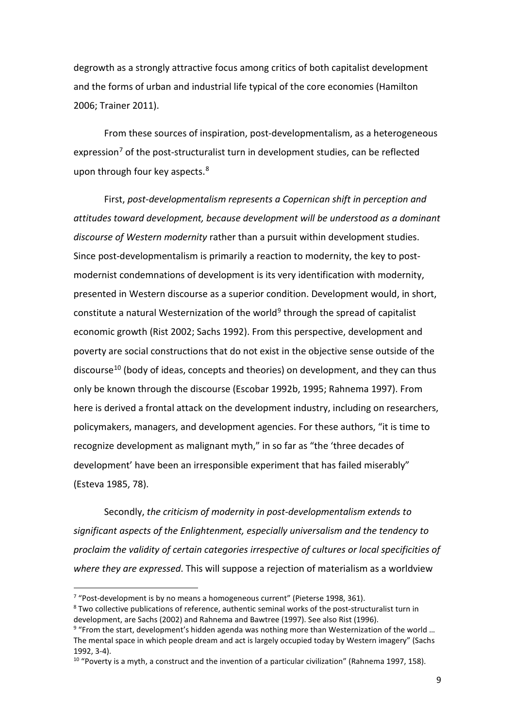degrowth as a strongly attractive focus among critics of both capitalist development and the forms of urban and industrial life typical of the core economies (Hamilton 2006; Trainer 2011).

From these sources of inspiration, post-developmentalism, as a heterogeneous expression[7] of the post-structuralist turn in development studies, can be reflected upon through four key aspects.[8]

First, *post-developmentalism represents a Copernican shift in perception and attitudes toward development, because development will be understood as a dominant discourse of Western modernity* rather than a pursuit within development studies. Since post-developmentalism is primarily a reaction to modernity, the key to post-modernist condemnations of development is its very identification with modernity, presented in Western discourse as a superior condition. Development would, in short, constitute a natural Westernization of the world[9] through the spread of capitalist economic growth (Rist 2002; Sachs 1992). From this perspective, development and poverty are social constructions that do not exist in the objective sense outside of the discourse[10] (body of ideas, concepts and theories) on development, and they can thus only be known through the discourse (Escobar 1992b, 1995; Rahnema 1997). From here is derived a frontal attack on the development industry, including on researchers, policymakers, managers, and development agencies. For these authors, "it is time to recognize development as malignant myth," in so far as "the 'three decades of development' have been an irresponsible experiment that has failed miserably" (Esteva 1985, 78).

Secondly, *the criticism of modernity in post-developmentalism extends to significant aspects of the Enlightenment, especially universalism and the tendency to proclaim the validity of certain categories irrespective of cultures or local specificities of where they are expressed*. This will suppose a rejection of materialism as a worldview

---

[7] "Post-development is by no means a homogeneous current" (Pieterse 1998, 361).

[8] Two collective publications of reference, authentic seminal works of the post-structuralist turn in development, are Sachs (2002) and Rahnema and Bawtree (1997). See also Rist (1996).

[9] "From the start, development's hidden agenda was nothing more than Westernization of the world … The mental space in which people dream and act is largely occupied today by Western imagery" (Sachs 1992, 3-4).

[10] "Poverty is a myth, a construct and the invention of a particular civilization" (Rahnema 1997, 158).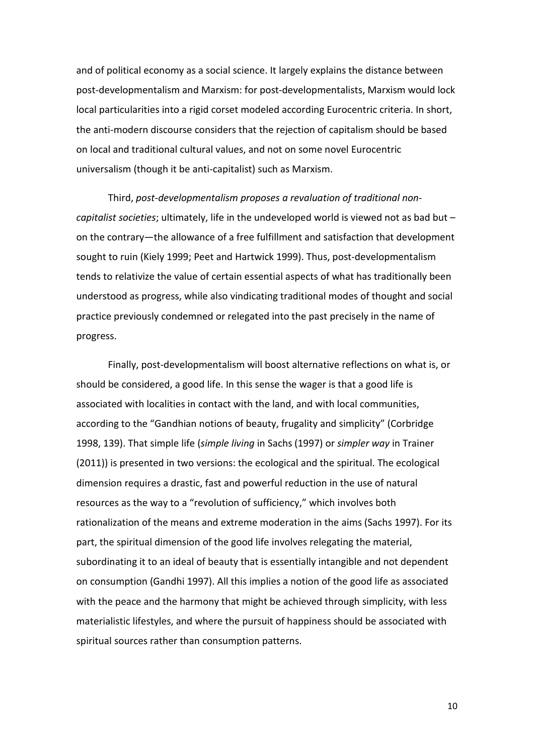and of political economy as a social science. It largely explains the distance between post-developmentalism and Marxism: for post-developmentalists, Marxism would lock local particularities into a rigid corset modeled according Eurocentric criteria. In short, the anti-modern discourse considers that the rejection of capitalism should be based on local and traditional cultural values, and not on some novel Eurocentric universalism (though it be anti-capitalist) such as Marxism.

Third, *post-developmentalism proposes a revaluation of traditional non-capitalist societies*; ultimately, life in the undeveloped world is viewed not as bad but – on the contrary—the allowance of a free fulfillment and satisfaction that development sought to ruin (Kiely 1999; Peet and Hartwick 1999). Thus, post-developmentalism tends to relativize the value of certain essential aspects of what has traditionally been understood as progress, while also vindicating traditional modes of thought and social practice previously condemned or relegated into the past precisely in the name of progress.

Finally, post-developmentalism will boost alternative reflections on what is, or should be considered, a good life. In this sense the wager is that a good life is associated with localities in contact with the land, and with local communities, according to the "Gandhian notions of beauty, frugality and simplicity" (Corbridge 1998, 139). That simple life (*simple living* in Sachs (1997) or *simpler way* in Trainer (2011)) is presented in two versions: the ecological and the spiritual. The ecological dimension requires a drastic, fast and powerful reduction in the use of natural resources as the way to a "revolution of sufficiency," which involves both rationalization of the means and extreme moderation in the aims (Sachs 1997). For its part, the spiritual dimension of the good life involves relegating the material, subordinating it to an ideal of beauty that is essentially intangible and not dependent on consumption (Gandhi 1997). All this implies a notion of the good life as associated with the peace and the harmony that might be achieved through simplicity, with less materialistic lifestyles, and where the pursuit of happiness should be associated with spiritual sources rather than consumption patterns.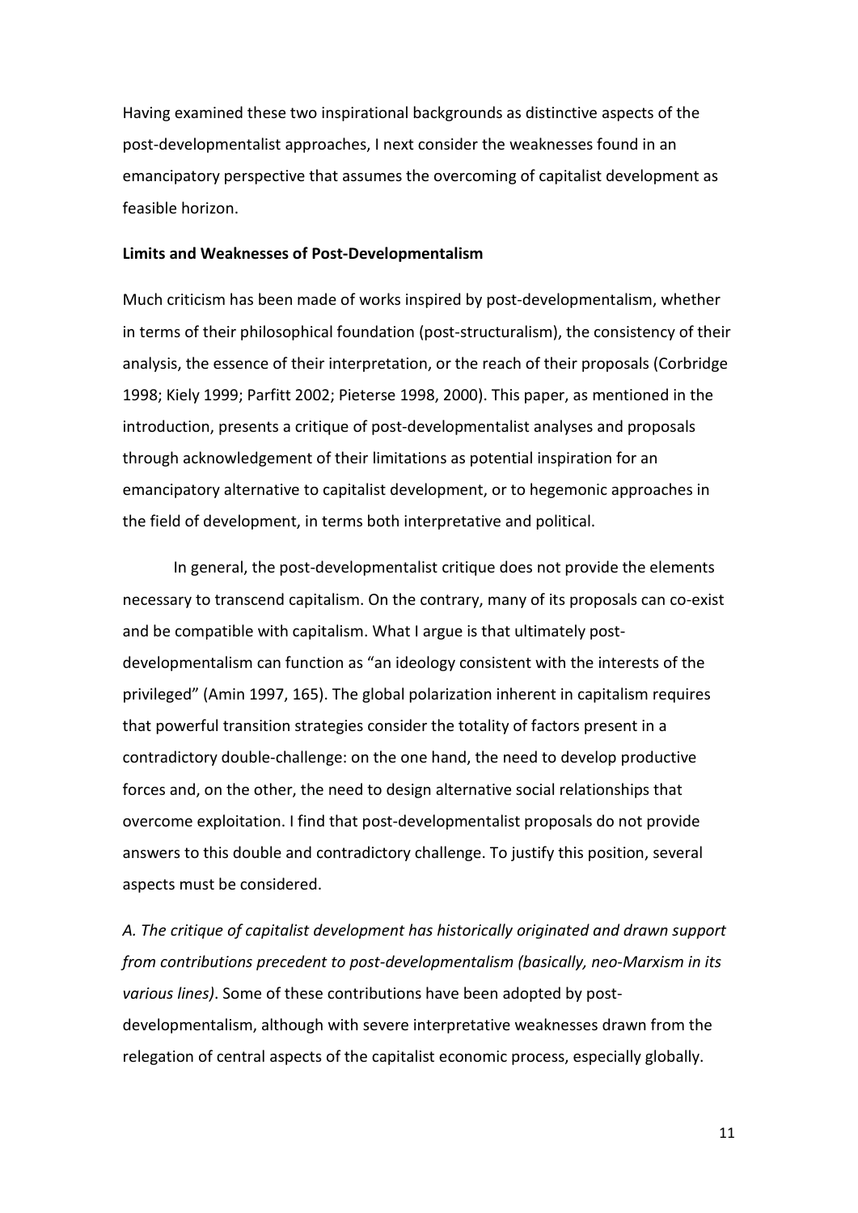Having examined these two inspirational backgrounds as distinctive aspects of the post-developmentalist approaches, I next consider the weaknesses found in an emancipatory perspective that assumes the overcoming of capitalist development as feasible horizon.

**Limits and Weaknesses of Post-Developmentalism**

Much criticism has been made of works inspired by post-developmentalism, whether in terms of their philosophical foundation (post-structuralism), the consistency of their analysis, the essence of their interpretation, or the reach of their proposals (Corbridge 1998; Kiely 1999; Parfitt 2002; Pieterse 1998, 2000). This paper, as mentioned in the introduction, presents a critique of post-developmentalist analyses and proposals through acknowledgement of their limitations as potential inspiration for an emancipatory alternative to capitalist development, or to hegemonic approaches in the field of development, in terms both interpretative and political.

In general, the post-developmentalist critique does not provide the elements necessary to transcend capitalism. On the contrary, many of its proposals can co-exist and be compatible with capitalism. What I argue is that ultimately post-developmentalism can function as "an ideology consistent with the interests of the privileged" (Amin 1997, 165). The global polarization inherent in capitalism requires that powerful transition strategies consider the totality of factors present in a contradictory double-challenge: on the one hand, the need to develop productive forces and, on the other, the need to design alternative social relationships that overcome exploitation. I find that post-developmentalist proposals do not provide answers to this double and contradictory challenge. To justify this position, several aspects must be considered.

*A. The critique of capitalist development has historically originated and drawn support from contributions precedent to post-developmentalism (basically, neo-Marxism in its various lines)*. Some of these contributions have been adopted by post-developmentalism, although with severe interpretative weaknesses drawn from the relegation of central aspects of the capitalist economic process, especially globally.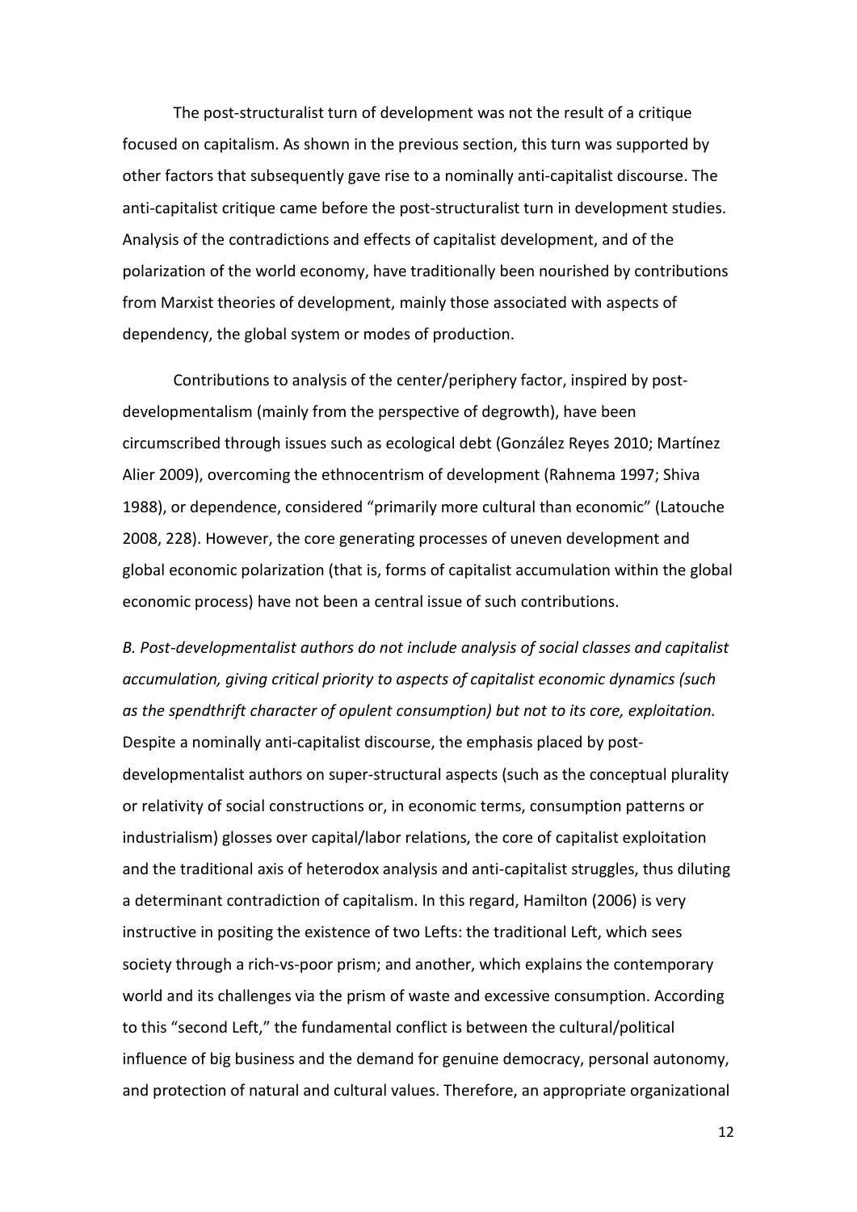The post-structuralist turn of development was not the result of a critique focused on capitalism. As shown in the previous section, this turn was supported by other factors that subsequently gave rise to a nominally anti-capitalist discourse. The anti-capitalist critique came before the post-structuralist turn in development studies. Analysis of the contradictions and effects of capitalist development, and of the polarization of the world economy, have traditionally been nourished by contributions from Marxist theories of development, mainly those associated with aspects of dependency, the global system or modes of production.

Contributions to analysis of the center/periphery factor, inspired by post-developmentalism (mainly from the perspective of degrowth), have been circumscribed through issues such as ecological debt (González Reyes 2010; Martínez Alier 2009), overcoming the ethnocentrism of development (Rahnema 1997; Shiva 1988), or dependence, considered "primarily more cultural than economic" (Latouche 2008, 228). However, the core generating processes of uneven development and global economic polarization (that is, forms of capitalist accumulation within the global economic process) have not been a central issue of such contributions.

*B. Post-developmentalist authors do not include analysis of social classes and capitalist accumulation, giving critical priority to aspects of capitalist economic dynamics (such as the spendthrift character of opulent consumption) but not to its core, exploitation.* Despite a nominally anti-capitalist discourse, the emphasis placed by post-developmentalist authors on super-structural aspects (such as the conceptual plurality or relativity of social constructions or, in economic terms, consumption patterns or industrialism) glosses over capital/labor relations, the core of capitalist exploitation and the traditional axis of heterodox analysis and anti-capitalist struggles, thus diluting a determinant contradiction of capitalism. In this regard, Hamilton (2006) is very instructive in positing the existence of two Lefts: the traditional Left, which sees society through a rich-vs-poor prism; and another, which explains the contemporary world and its challenges via the prism of waste and excessive consumption. According to this "second Left," the fundamental conflict is between the cultural/political influence of big business and the demand for genuine democracy, personal autonomy, and protection of natural and cultural values. Therefore, an appropriate organizational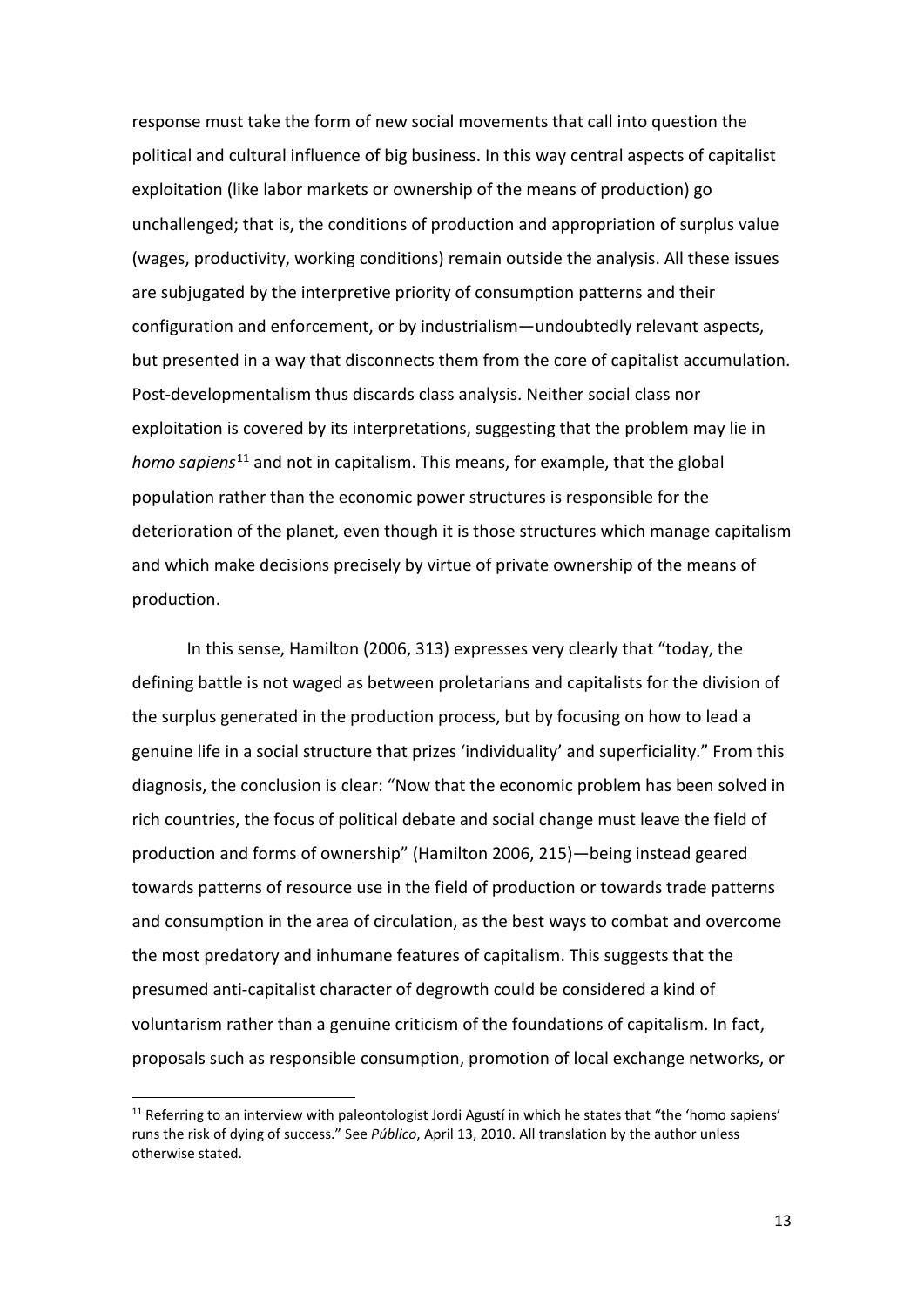response must take the form of new social movements that call into question the political and cultural influence of big business. In this way central aspects of capitalist exploitation (like labor markets or ownership of the means of production) go unchallenged; that is, the conditions of production and appropriation of surplus value (wages, productivity, working conditions) remain outside the analysis. All these issues are subjugated by the interpretive priority of consumption patterns and their configuration and enforcement, or by industrialism—undoubtedly relevant aspects, but presented in a way that disconnects them from the core of capitalist accumulation. Post-developmentalism thus discards class analysis. Neither social class nor exploitation is covered by its interpretations, suggesting that the problem may lie in *homo sapiens*[11] and not in capitalism. This means, for example, that the global population rather than the economic power structures is responsible for the deterioration of the planet, even though it is those structures which manage capitalism and which make decisions precisely by virtue of private ownership of the means of production.

In this sense, Hamilton (2006, 313) expresses very clearly that "today, the defining battle is not waged as between proletarians and capitalists for the division of the surplus generated in the production process, but by focusing on how to lead a genuine life in a social structure that prizes 'individuality' and superficiality." From this diagnosis, the conclusion is clear: "Now that the economic problem has been solved in rich countries, the focus of political debate and social change must leave the field of production and forms of ownership" (Hamilton 2006, 215)—being instead geared towards patterns of resource use in the field of production or towards trade patterns and consumption in the area of circulation, as the best ways to combat and overcome the most predatory and inhumane features of capitalism. This suggests that the presumed anti-capitalist character of degrowth could be considered a kind of voluntarism rather than a genuine criticism of the foundations of capitalism. In fact, proposals such as responsible consumption, promotion of local exchange networks, or

[11] Referring to an interview with paleontologist Jordi Agustí in which he states that "the 'homo sapiens' runs the risk of dying of success." See *Público*, April 13, 2010. All translation by the author unless otherwise stated.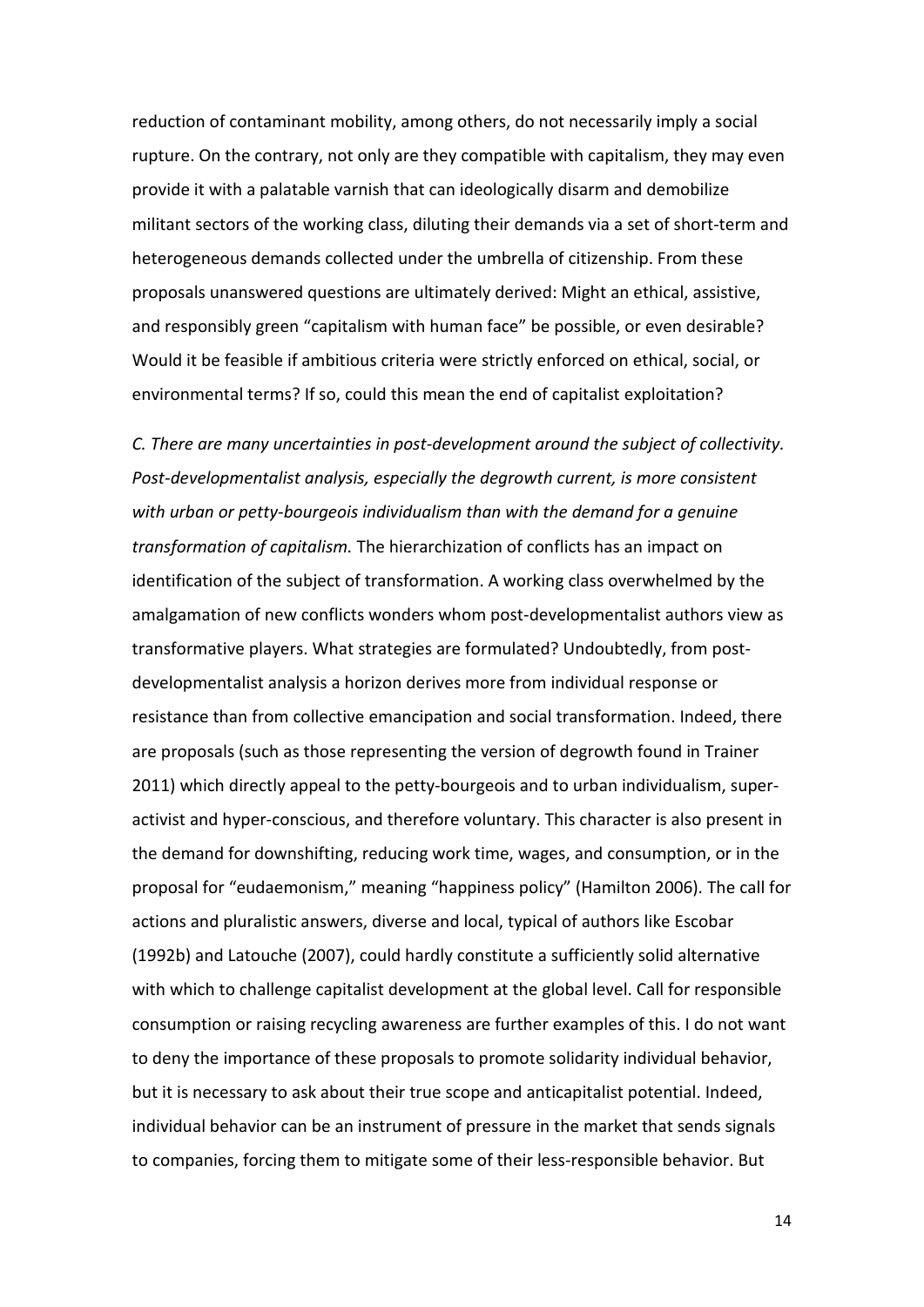reduction of contaminant mobility, among others, do not necessarily imply a social rupture. On the contrary, not only are they compatible with capitalism, they may even provide it with a palatable varnish that can ideologically disarm and demobilize militant sectors of the working class, diluting their demands via a set of short-term and heterogeneous demands collected under the umbrella of citizenship. From these proposals unanswered questions are ultimately derived: Might an ethical, assistive, and responsibly green "capitalism with human face" be possible, or even desirable? Would it be feasible if ambitious criteria were strictly enforced on ethical, social, or environmental terms? If so, could this mean the end of capitalist exploitation?

*C. There are many uncertainties in post-development around the subject of collectivity. Post-developmentalist analysis, especially the degrowth current, is more consistent with urban or petty-bourgeois individualism than with the demand for a genuine transformation of capitalism.* The hierarchization of conflicts has an impact on identification of the subject of transformation. A working class overwhelmed by the amalgamation of new conflicts wonders whom post-developmentalist authors view as transformative players. What strategies are formulated? Undoubtedly, from post-developmentalist analysis a horizon derives more from individual response or resistance than from collective emancipation and social transformation. Indeed, there are proposals (such as those representing the version of degrowth found in Trainer 2011) which directly appeal to the petty-bourgeois and to urban individualism, super-activist and hyper-conscious, and therefore voluntary. This character is also present in the demand for downshifting, reducing work time, wages, and consumption, or in the proposal for "eudaemonism," meaning "happiness policy" (Hamilton 2006). The call for actions and pluralistic answers, diverse and local, typical of authors like Escobar (1992b) and Latouche (2007), could hardly constitute a sufficiently solid alternative with which to challenge capitalist development at the global level. Call for responsible consumption or raising recycling awareness are further examples of this. I do not want to deny the importance of these proposals to promote solidarity individual behavior, but it is necessary to ask about their true scope and anticapitalist potential. Indeed, individual behavior can be an instrument of pressure in the market that sends signals to companies, forcing them to mitigate some of their less-responsible behavior. But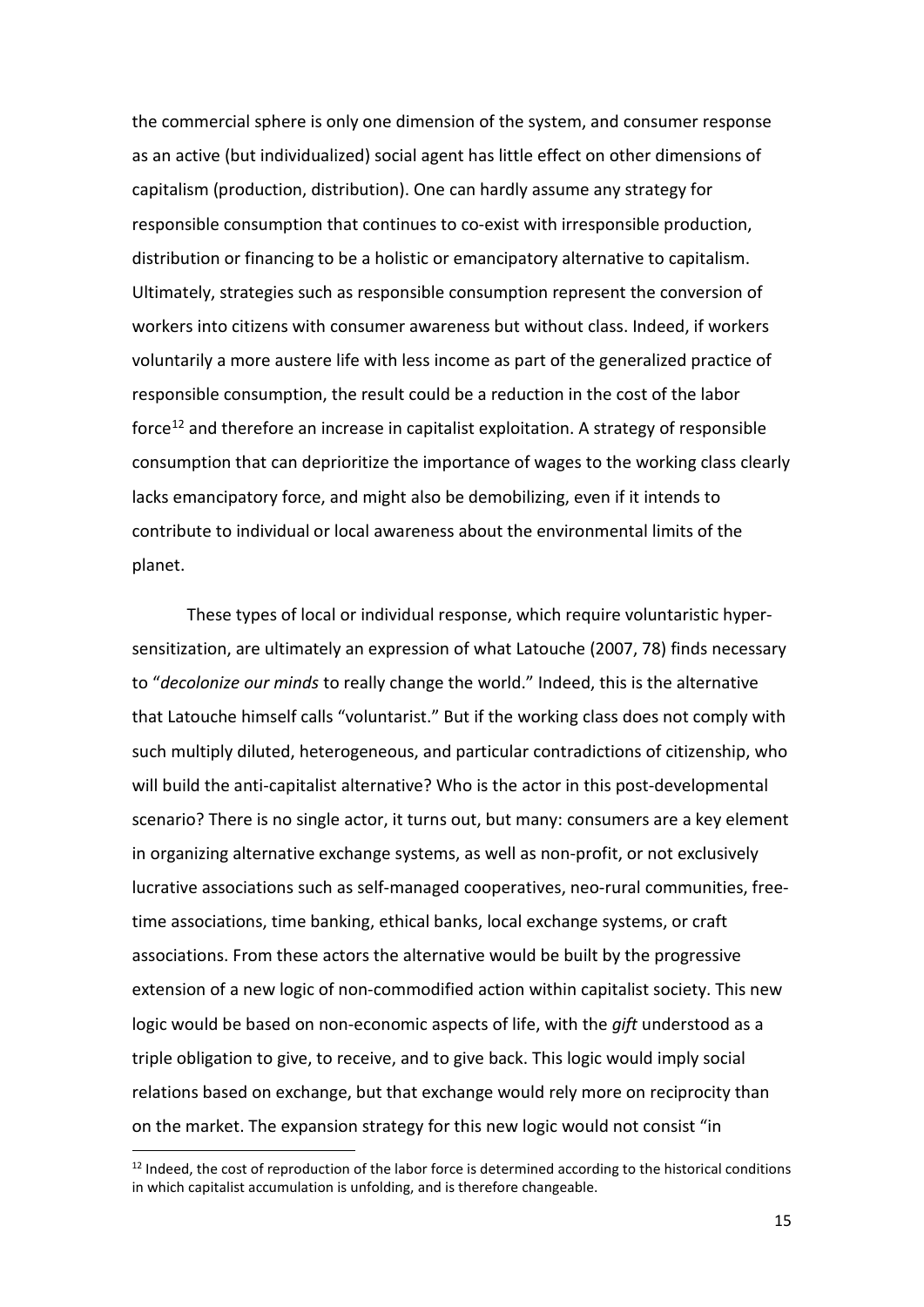the commercial sphere is only one dimension of the system, and consumer response as an active (but individualized) social agent has little effect on other dimensions of capitalism (production, distribution). One can hardly assume any strategy for responsible consumption that continues to co-exist with irresponsible production, distribution or financing to be a holistic or emancipatory alternative to capitalism. Ultimately, strategies such as responsible consumption represent the conversion of workers into citizens with consumer awareness but without class. Indeed, if workers voluntarily a more austere life with less income as part of the generalized practice of responsible consumption, the result could be a reduction in the cost of the labor force[12] and therefore an increase in capitalist exploitation. A strategy of responsible consumption that can deprioritize the importance of wages to the working class clearly lacks emancipatory force, and might also be demobilizing, even if it intends to contribute to individual or local awareness about the environmental limits of the planet.

These types of local or individual response, which require voluntaristic hyper-sensitization, are ultimately an expression of what Latouche (2007, 78) finds necessary to "*decolonize our minds* to really change the world." Indeed, this is the alternative that Latouche himself calls "voluntarist." But if the working class does not comply with such multiply diluted, heterogeneous, and particular contradictions of citizenship, who will build the anti-capitalist alternative? Who is the actor in this post-developmental scenario? There is no single actor, it turns out, but many: consumers are a key element in organizing alternative exchange systems, as well as non-profit, or not exclusively lucrative associations such as self-managed cooperatives, neo-rural communities, free-time associations, time banking, ethical banks, local exchange systems, or craft associations. From these actors the alternative would be built by the progressive extension of a new logic of non-commodified action within capitalist society. This new logic would be based on non-economic aspects of life, with the *gift* understood as a triple obligation to give, to receive, and to give back. This logic would imply social relations based on exchange, but that exchange would rely more on reciprocity than on the market. The expansion strategy for this new logic would not consist "in

[12] Indeed, the cost of reproduction of the labor force is determined according to the historical conditions in which capitalist accumulation is unfolding, and is therefore changeable.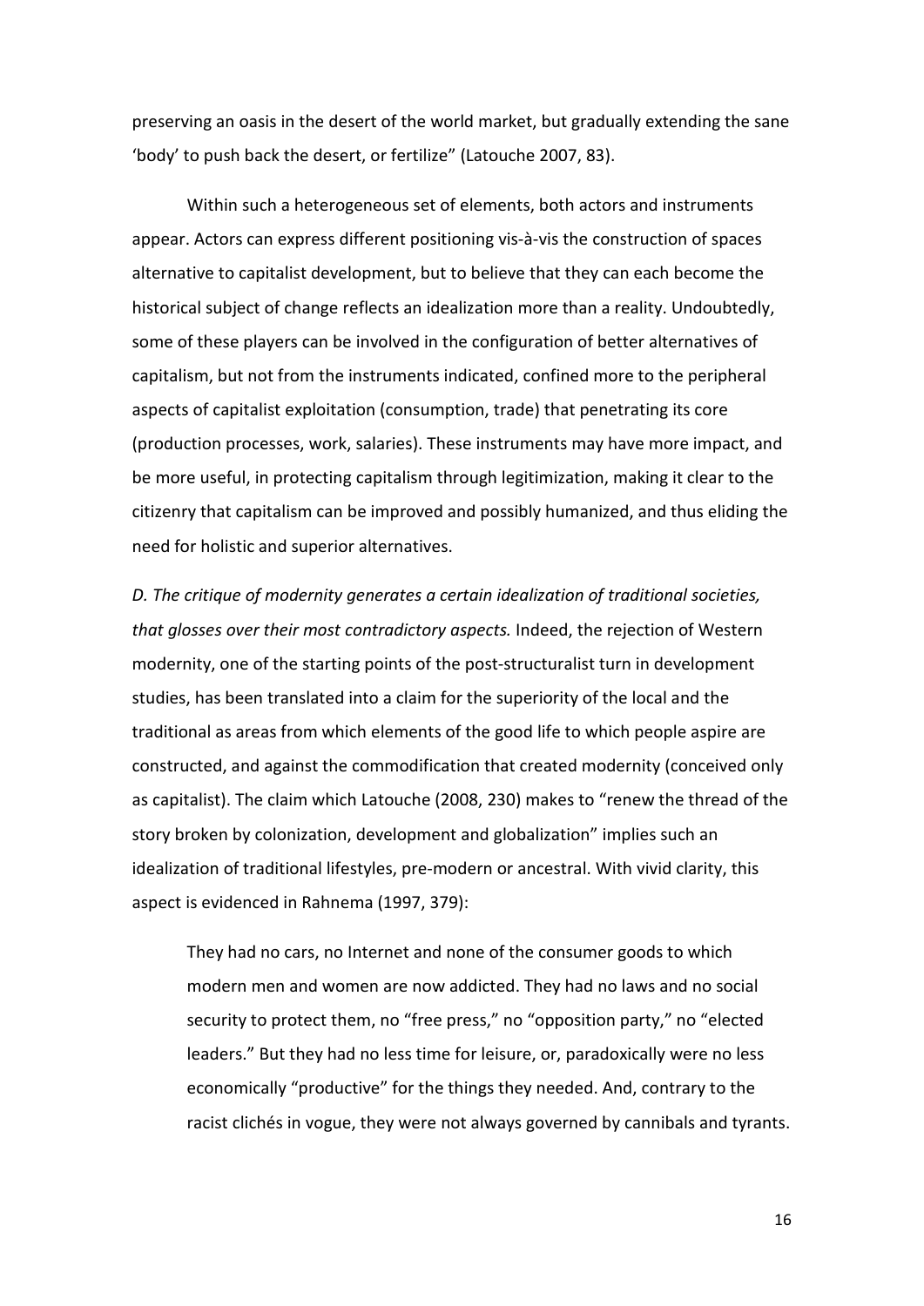preserving an oasis in the desert of the world market, but gradually extending the sane 'body' to push back the desert, or fertilize" (Latouche 2007, 83).

Within such a heterogeneous set of elements, both actors and instruments appear. Actors can express different positioning vis-à-vis the construction of spaces alternative to capitalist development, but to believe that they can each become the historical subject of change reflects an idealization more than a reality. Undoubtedly, some of these players can be involved in the configuration of better alternatives of capitalism, but not from the instruments indicated, confined more to the peripheral aspects of capitalist exploitation (consumption, trade) that penetrating its core (production processes, work, salaries). These instruments may have more impact, and be more useful, in protecting capitalism through legitimization, making it clear to the citizenry that capitalism can be improved and possibly humanized, and thus eliding the need for holistic and superior alternatives.

*D. The critique of modernity generates a certain idealization of traditional societies, that glosses over their most contradictory aspects.* Indeed, the rejection of Western modernity, one of the starting points of the post-structuralist turn in development studies, has been translated into a claim for the superiority of the local and the traditional as areas from which elements of the good life to which people aspire are constructed, and against the commodification that created modernity (conceived only as capitalist). The claim which Latouche (2008, 230) makes to "renew the thread of the story broken by colonization, development and globalization" implies such an idealization of traditional lifestyles, pre-modern or ancestral. With vivid clarity, this aspect is evidenced in Rahnema (1997, 379):

> They had no cars, no Internet and none of the consumer goods to which modern men and women are now addicted. They had no laws and no social security to protect them, no "free press," no "opposition party," no "elected leaders." But they had no less time for leisure, or, paradoxically were no less economically "productive" for the things they needed. And, contrary to the racist clichés in vogue, they were not always governed by cannibals and tyrants.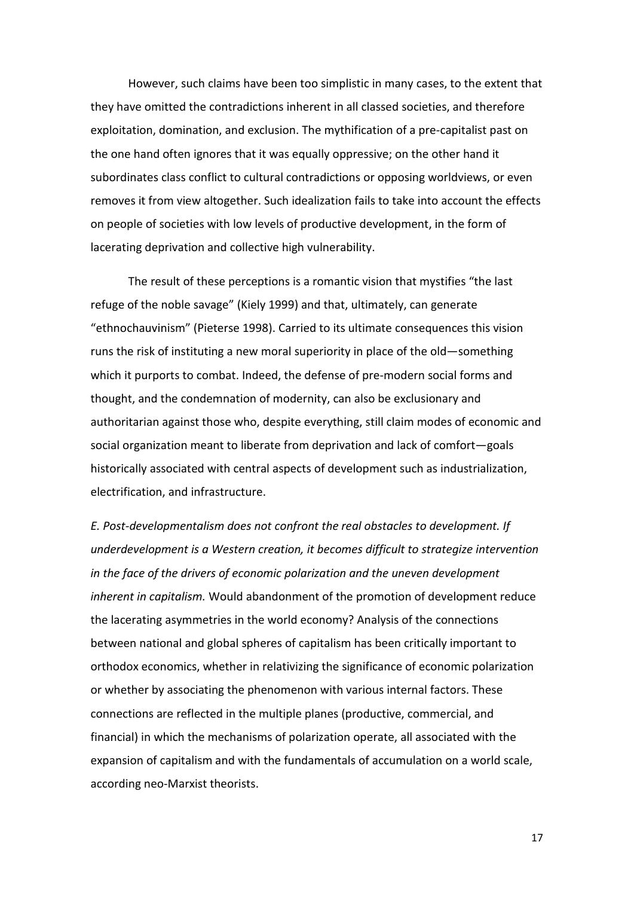However, such claims have been too simplistic in many cases, to the extent that they have omitted the contradictions inherent in all classed societies, and therefore exploitation, domination, and exclusion. The mythification of a pre-capitalist past on the one hand often ignores that it was equally oppressive; on the other hand it subordinates class conflict to cultural contradictions or opposing worldviews, or even removes it from view altogether. Such idealization fails to take into account the effects on people of societies with low levels of productive development, in the form of lacerating deprivation and collective high vulnerability.

The result of these perceptions is a romantic vision that mystifies "the last refuge of the noble savage" (Kiely 1999) and that, ultimately, can generate "ethnochauvinism" (Pieterse 1998). Carried to its ultimate consequences this vision runs the risk of instituting a new moral superiority in place of the old—something which it purports to combat. Indeed, the defense of pre-modern social forms and thought, and the condemnation of modernity, can also be exclusionary and authoritarian against those who, despite everything, still claim modes of economic and social organization meant to liberate from deprivation and lack of comfort—goals historically associated with central aspects of development such as industrialization, electrification, and infrastructure.

*E. Post-developmentalism does not confront the real obstacles to development. If underdevelopment is a Western creation, it becomes difficult to strategize intervention in the face of the drivers of economic polarization and the uneven development inherent in capitalism.* Would abandonment of the promotion of development reduce the lacerating asymmetries in the world economy? Analysis of the connections between national and global spheres of capitalism has been critically important to orthodox economics, whether in relativizing the significance of economic polarization or whether by associating the phenomenon with various internal factors. These connections are reflected in the multiple planes (productive, commercial, and financial) in which the mechanisms of polarization operate, all associated with the expansion of capitalism and with the fundamentals of accumulation on a world scale, according neo-Marxist theorists.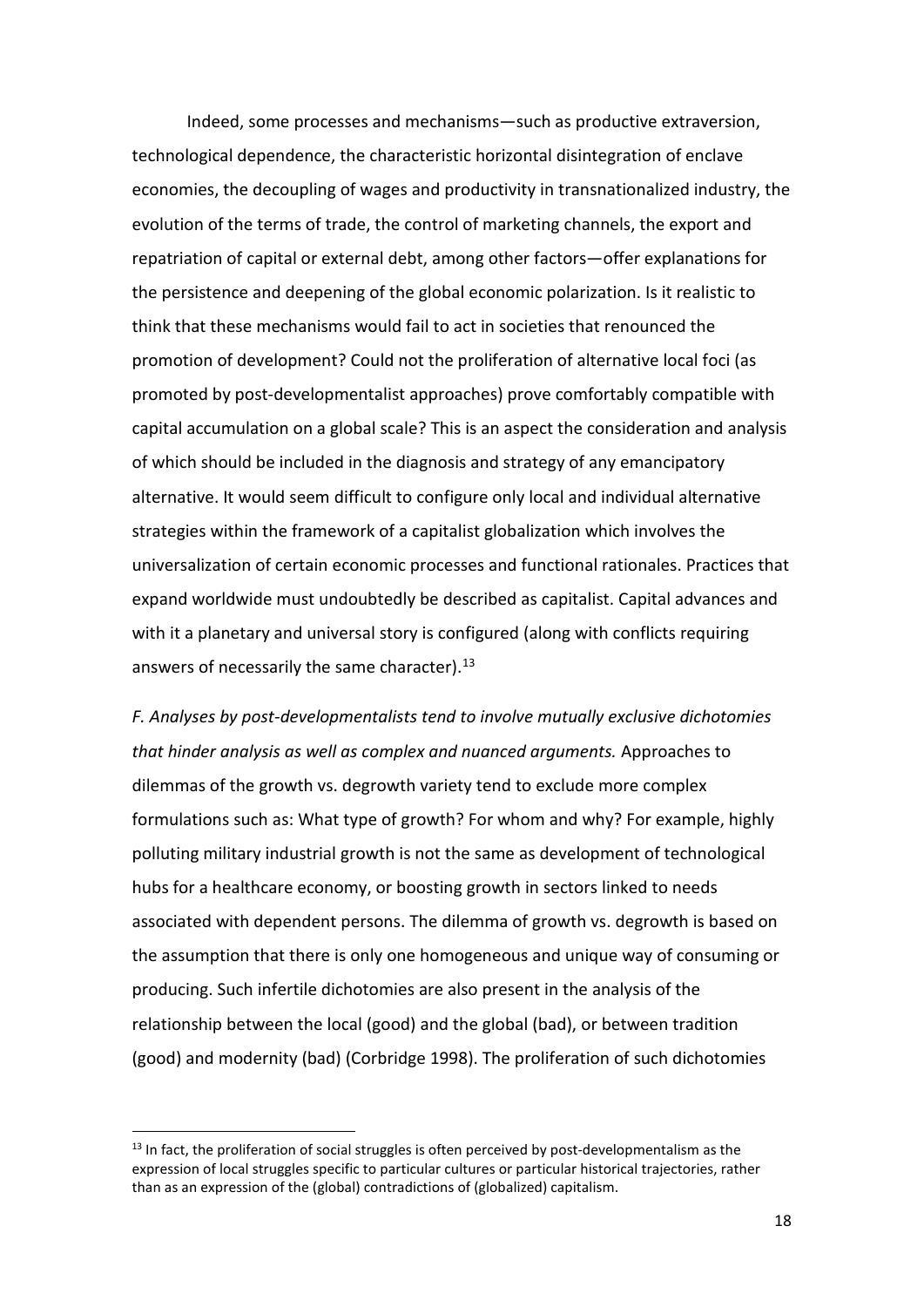Indeed, some processes and mechanisms—such as productive extraversion, technological dependence, the characteristic horizontal disintegration of enclave economies, the decoupling of wages and productivity in transnationalized industry, the evolution of the terms of trade, the control of marketing channels, the export and repatriation of capital or external debt, among other factors—offer explanations for the persistence and deepening of the global economic polarization. Is it realistic to think that these mechanisms would fail to act in societies that renounced the promotion of development? Could not the proliferation of alternative local foci (as promoted by post-developmentalist approaches) prove comfortably compatible with capital accumulation on a global scale? This is an aspect the consideration and analysis of which should be included in the diagnosis and strategy of any emancipatory alternative. It would seem difficult to configure only local and individual alternative strategies within the framework of a capitalist globalization which involves the universalization of certain economic processes and functional rationales. Practices that expand worldwide must undoubtedly be described as capitalist. Capital advances and with it a planetary and universal story is configured (along with conflicts requiring answers of necessarily the same character).[13]

*F. Analyses by post-developmentalists tend to involve mutually exclusive dichotomies that hinder analysis as well as complex and nuanced arguments.* Approaches to dilemmas of the growth vs. degrowth variety tend to exclude more complex formulations such as: What type of growth? For whom and why? For example, highly polluting military industrial growth is not the same as development of technological hubs for a healthcare economy, or boosting growth in sectors linked to needs associated with dependent persons. The dilemma of growth vs. degrowth is based on the assumption that there is only one homogeneous and unique way of consuming or producing. Such infertile dichotomies are also present in the analysis of the relationship between the local (good) and the global (bad), or between tradition (good) and modernity (bad) (Corbridge 1998). The proliferation of such dichotomies

[13] In fact, the proliferation of social struggles is often perceived by post-developmentalism as the expression of local struggles specific to particular cultures or particular historical trajectories, rather than as an expression of the (global) contradictions of (globalized) capitalism.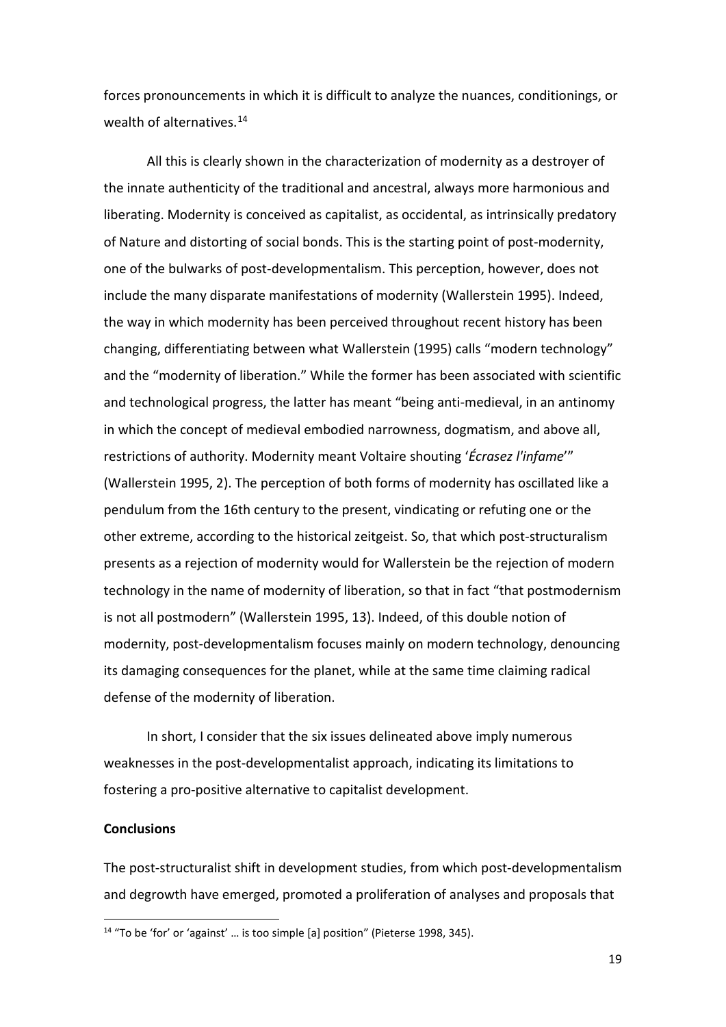forces pronouncements in which it is difficult to analyze the nuances, conditionings, or wealth of alternatives.[14]

All this is clearly shown in the characterization of modernity as a destroyer of the innate authenticity of the traditional and ancestral, always more harmonious and liberating. Modernity is conceived as capitalist, as occidental, as intrinsically predatory of Nature and distorting of social bonds. This is the starting point of post-modernity, one of the bulwarks of post-developmentalism. This perception, however, does not include the many disparate manifestations of modernity (Wallerstein 1995). Indeed, the way in which modernity has been perceived throughout recent history has been changing, differentiating between what Wallerstein (1995) calls "modern technology" and the "modernity of liberation." While the former has been associated with scientific and technological progress, the latter has meant "being anti-medieval, in an antinomy in which the concept of medieval embodied narrowness, dogmatism, and above all, restrictions of authority. Modernity meant Voltaire shouting '*Écrasez l'infame*'" (Wallerstein 1995, 2). The perception of both forms of modernity has oscillated like a pendulum from the 16th century to the present, vindicating or refuting one or the other extreme, according to the historical zeitgeist. So, that which post-structuralism presents as a rejection of modernity would for Wallerstein be the rejection of modern technology in the name of modernity of liberation, so that in fact "that postmodernism is not all postmodern" (Wallerstein 1995, 13). Indeed, of this double notion of modernity, post-developmentalism focuses mainly on modern technology, denouncing its damaging consequences for the planet, while at the same time claiming radical defense of the modernity of liberation.

In short, I consider that the six issues delineated above imply numerous weaknesses in the post-developmentalist approach, indicating its limitations to fostering a pro-positive alternative to capitalist development.

## Conclusions

The post-structuralist shift in development studies, from which post-developmentalism and degrowth have emerged, promoted a proliferation of analyses and proposals that

[14] "To be 'for' or 'against' … is too simple [a] position" (Pieterse 1998, 345).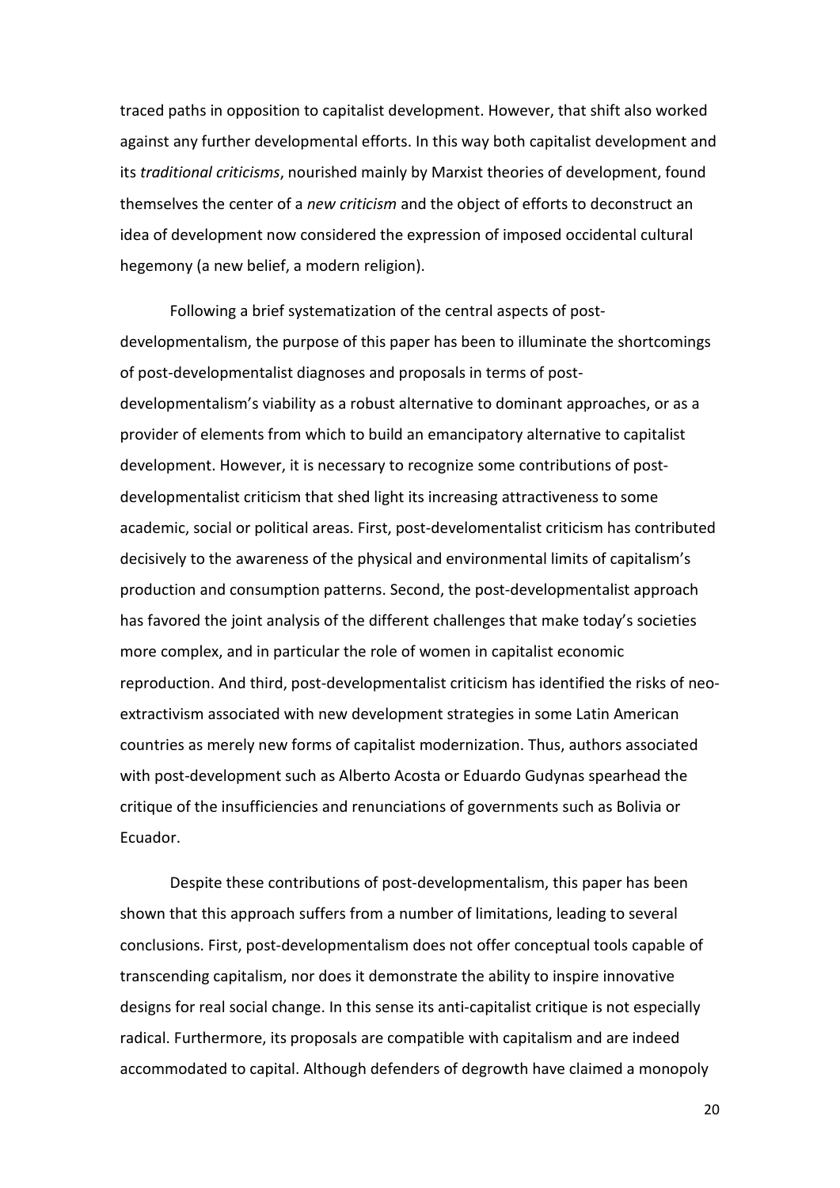traced paths in opposition to capitalist development. However, that shift also worked against any further developmental efforts. In this way both capitalist development and its *traditional criticisms*, nourished mainly by Marxist theories of development, found themselves the center of a *new criticism* and the object of efforts to deconstruct an idea of development now considered the expression of imposed occidental cultural hegemony (a new belief, a modern religion).

Following a brief systematization of the central aspects of post-developmentalism, the purpose of this paper has been to illuminate the shortcomings of post-developmentalist diagnoses and proposals in terms of post-developmentalism's viability as a robust alternative to dominant approaches, or as a provider of elements from which to build an emancipatory alternative to capitalist development. However, it is necessary to recognize some contributions of post-developmentalist criticism that shed light its increasing attractiveness to some academic, social or political areas. First, post-develomentalist criticism has contributed decisively to the awareness of the physical and environmental limits of capitalism's production and consumption patterns. Second, the post-developmentalist approach has favored the joint analysis of the different challenges that make today's societies more complex, and in particular the role of women in capitalist economic reproduction. And third, post-developmentalist criticism has identified the risks of neo-extractivism associated with new development strategies in some Latin American countries as merely new forms of capitalist modernization. Thus, authors associated with post-development such as Alberto Acosta or Eduardo Gudynas spearhead the critique of the insufficiencies and renunciations of governments such as Bolivia or Ecuador.

Despite these contributions of post-developmentalism, this paper has been shown that this approach suffers from a number of limitations, leading to several conclusions. First, post-developmentalism does not offer conceptual tools capable of transcending capitalism, nor does it demonstrate the ability to inspire innovative designs for real social change. In this sense its anti-capitalist critique is not especially radical. Furthermore, its proposals are compatible with capitalism and are indeed accommodated to capital. Although defenders of degrowth have claimed a monopoly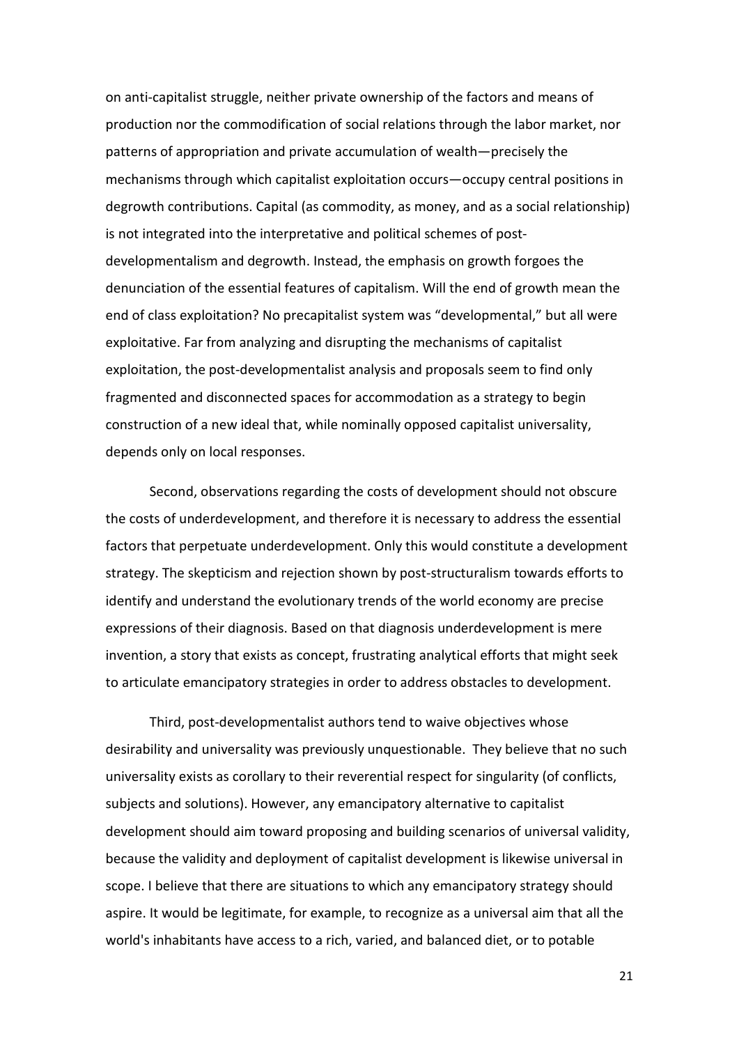on anti-capitalist struggle, neither private ownership of the factors and means of production nor the commodification of social relations through the labor market, nor patterns of appropriation and private accumulation of wealth—precisely the mechanisms through which capitalist exploitation occurs—occupy central positions in degrowth contributions. Capital (as commodity, as money, and as a social relationship) is not integrated into the interpretative and political schemes of post-developmentalism and degrowth. Instead, the emphasis on growth forgoes the denunciation of the essential features of capitalism. Will the end of growth mean the end of class exploitation? No precapitalist system was "developmental," but all were exploitative. Far from analyzing and disrupting the mechanisms of capitalist exploitation, the post-developmentalist analysis and proposals seem to find only fragmented and disconnected spaces for accommodation as a strategy to begin construction of a new ideal that, while nominally opposed capitalist universality, depends only on local responses.

Second, observations regarding the costs of development should not obscure the costs of underdevelopment, and therefore it is necessary to address the essential factors that perpetuate underdevelopment. Only this would constitute a development strategy. The skepticism and rejection shown by post-structuralism towards efforts to identify and understand the evolutionary trends of the world economy are precise expressions of their diagnosis. Based on that diagnosis underdevelopment is mere invention, a story that exists as concept, frustrating analytical efforts that might seek to articulate emancipatory strategies in order to address obstacles to development.

Third, post-developmentalist authors tend to waive objectives whose desirability and universality was previously unquestionable. They believe that no such universality exists as corollary to their reverential respect for singularity (of conflicts, subjects and solutions). However, any emancipatory alternative to capitalist development should aim toward proposing and building scenarios of universal validity, because the validity and deployment of capitalist development is likewise universal in scope. I believe that there are situations to which any emancipatory strategy should aspire. It would be legitimate, for example, to recognize as a universal aim that all the world's inhabitants have access to a rich, varied, and balanced diet, or to potable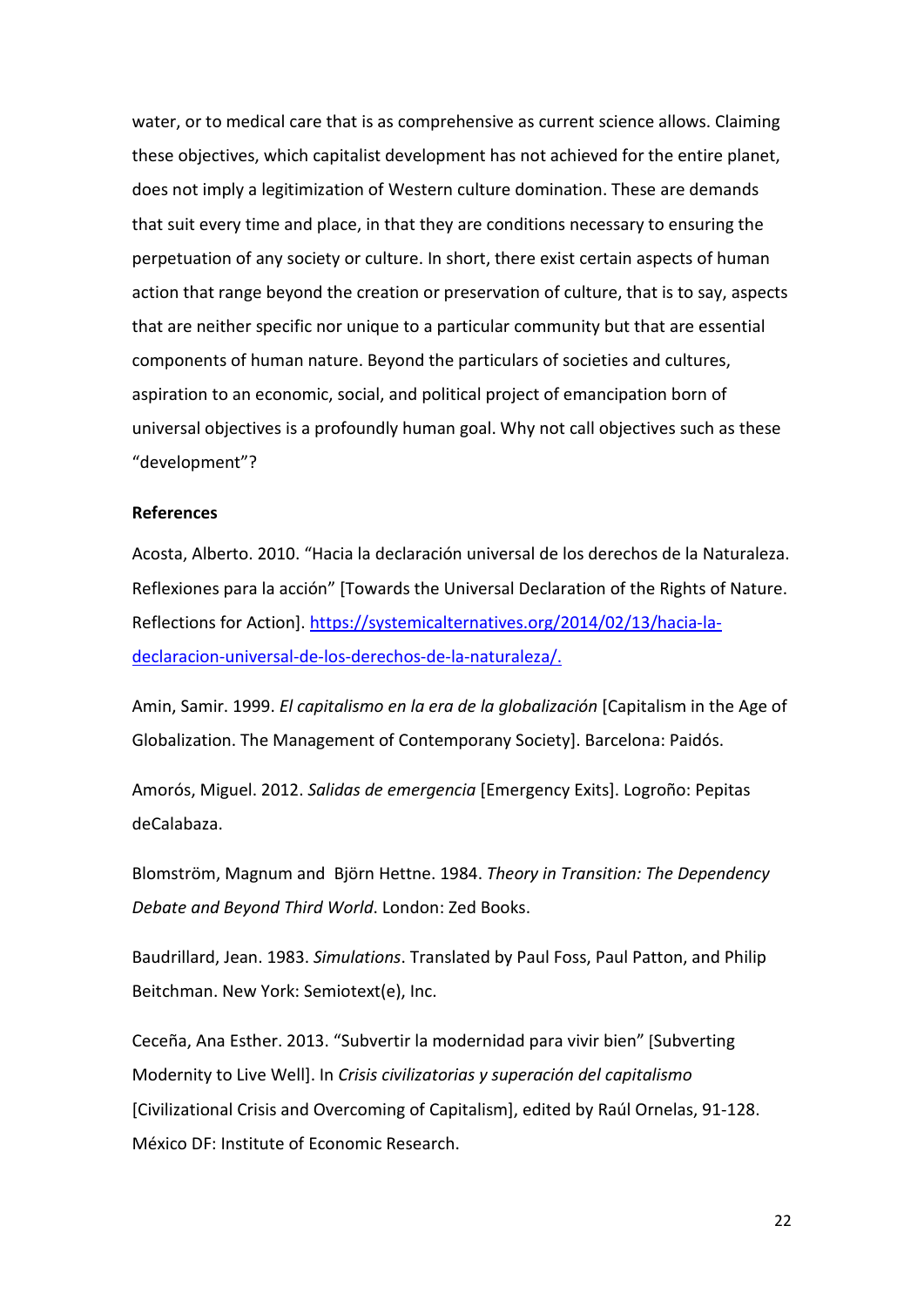water, or to medical care that is as comprehensive as current science allows. Claiming these objectives, which capitalist development has not achieved for the entire planet, does not imply a legitimization of Western culture domination. These are demands that suit every time and place, in that they are conditions necessary to ensuring the perpetuation of any society or culture. In short, there exist certain aspects of human action that range beyond the creation or preservation of culture, that is to say, aspects that are neither specific nor unique to a particular community but that are essential components of human nature. Beyond the particulars of societies and cultures, aspiration to an economic, social, and political project of emancipation born of universal objectives is a profoundly human goal. Why not call objectives such as these "development"?

**References**

Acosta, Alberto. 2010. "Hacia la declaración universal de los derechos de la Naturaleza. Reflexiones para la acción" [Towards the Universal Declaration of the Rights of Nature. Reflections for Action]. https://systemicalternatives.org/2014/02/13/hacia-la-declaracion-universal-de-los-derechos-de-la-naturaleza/.

Amin, Samir. 1999. *El capitalismo en la era de la globalización* [Capitalism in the Age of Globalization. The Management of Contemporany Society]. Barcelona: Paidós.

Amorós, Miguel. 2012. *Salidas de emergencia* [Emergency Exits]. Logroño: Pepitas deCalabaza.

Blomström, Magnum and Björn Hettne. 1984. *Theory in Transition: The Dependency Debate and Beyond Third World*. London: Zed Books.

Baudrillard, Jean. 1983. *Simulations*. Translated by Paul Foss, Paul Patton, and Philip Beitchman. New York: Semiotext(e), Inc.

Ceceña, Ana Esther. 2013. "Subvertir la modernidad para vivir bien" [Subverting Modernity to Live Well]. In *Crisis civilizatorias y superación del capitalismo* [Civilizational Crisis and Overcoming of Capitalism], edited by Raúl Ornelas, 91-128. México DF: Institute of Economic Research.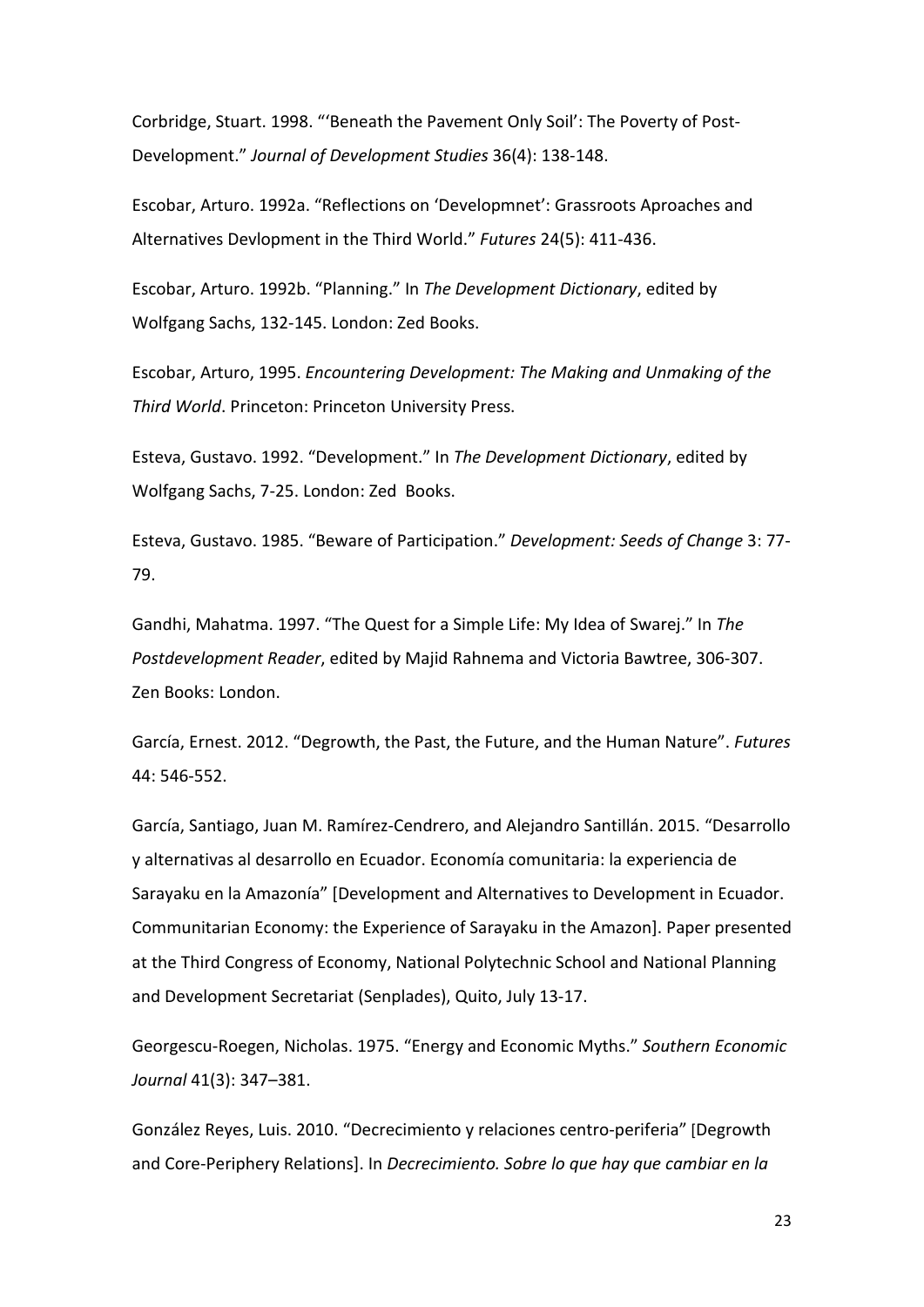Corbridge, Stuart. 1998. "'Beneath the Pavement Only Soil': The Poverty of Post-Development." *Journal of Development Studies* 36(4): 138-148.

Escobar, Arturo. 1992a. "Reflections on 'Developmnet': Grassroots Aproaches and Alternatives Devlopment in the Third World." *Futures* 24(5): 411-436.

Escobar, Arturo. 1992b. "Planning." In *The Development Dictionary*, edited by Wolfgang Sachs, 132-145. London: Zed Books.

Escobar, Arturo, 1995. *Encountering Development: The Making and Unmaking of the Third World*. Princeton: Princeton University Press.

Esteva, Gustavo. 1992. "Development." In *The Development Dictionary*, edited by Wolfgang Sachs, 7-25. London: Zed Books.

Esteva, Gustavo. 1985. "Beware of Participation." *Development: Seeds of Change* 3: 77-79.

Gandhi, Mahatma. 1997. "The Quest for a Simple Life: My Idea of Swarej." In *The Postdevelopment Reader*, edited by Majid Rahnema and Victoria Bawtree, 306-307. Zen Books: London.

García, Ernest. 2012. "Degrowth, the Past, the Future, and the Human Nature". *Futures* 44: 546-552.

García, Santiago, Juan M. Ramírez-Cendrero, and Alejandro Santillán. 2015. "Desarrollo y alternativas al desarrollo en Ecuador. Economía comunitaria: la experiencia de Sarayaku en la Amazonía" [Development and Alternatives to Development in Ecuador. Communitarian Economy: the Experience of Sarayaku in the Amazon]. Paper presented at the Third Congress of Economy, National Polytechnic School and National Planning and Development Secretariat (Senplades), Quito, July 13-17.

Georgescu-Roegen, Nicholas. 1975. "Energy and Economic Myths." *Southern Economic Journal* 41(3): 347–381.

González Reyes, Luis. 2010. "Decrecimiento y relaciones centro-periferia" [Degrowth and Core-Periphery Relations]. In *Decrecimiento. Sobre lo que hay que cambiar en la*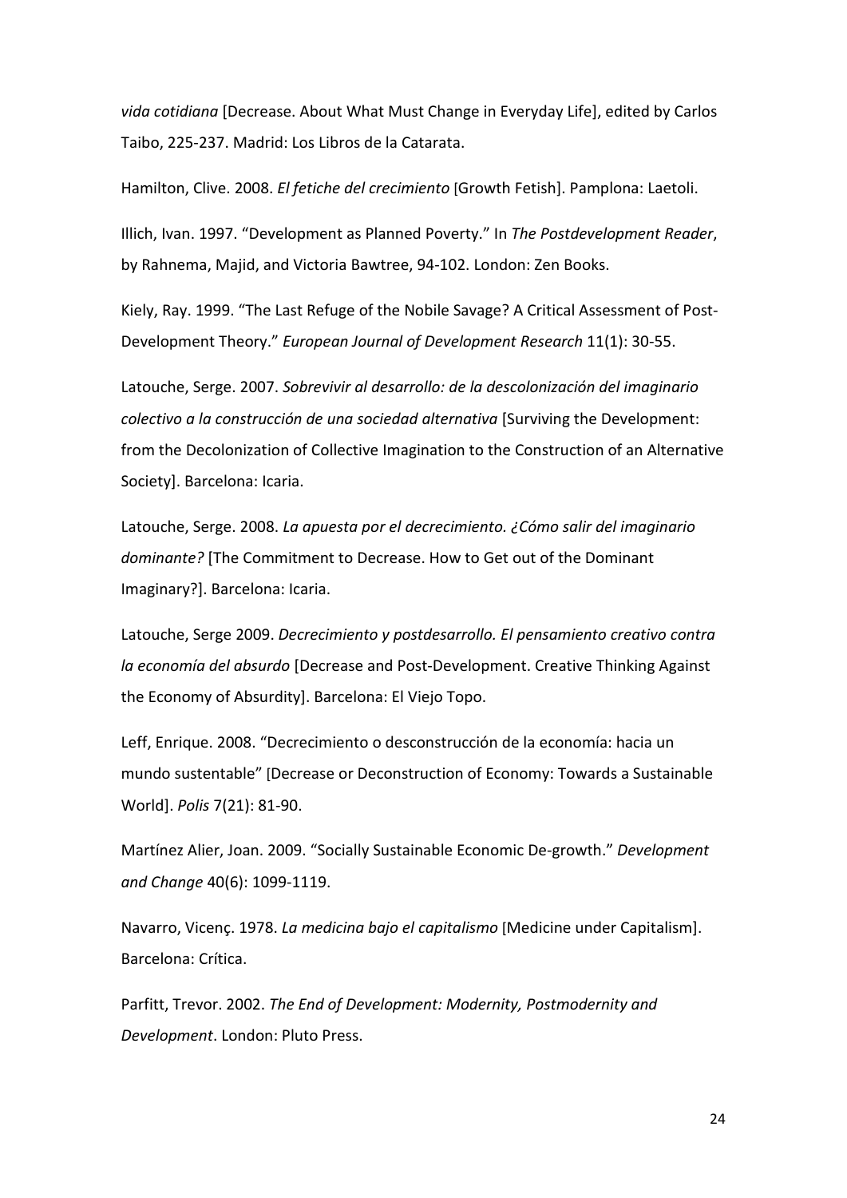*vida cotidiana* [Decrease. About What Must Change in Everyday Life], edited by Carlos Taibo, 225-237. Madrid: Los Libros de la Catarata.

Hamilton, Clive. 2008. *El fetiche del crecimiento* [Growth Fetish]. Pamplona: Laetoli.

Illich, Ivan. 1997. "Development as Planned Poverty." In *The Postdevelopment Reader*, by Rahnema, Majid, and Victoria Bawtree, 94-102. London: Zen Books.

Kiely, Ray. 1999. "The Last Refuge of the Nobile Savage? A Critical Assessment of Post-Development Theory." *European Journal of Development Research* 11(1): 30-55.

Latouche, Serge. 2007. *Sobrevivir al desarrollo: de la descolonización del imaginario colectivo a la construcción de una sociedad alternativa* [Surviving the Development: from the Decolonization of Collective Imagination to the Construction of an Alternative Society]. Barcelona: Icaria.

Latouche, Serge. 2008. *La apuesta por el decrecimiento. ¿Cómo salir del imaginario dominante?* [The Commitment to Decrease. How to Get out of the Dominant Imaginary?]. Barcelona: Icaria.

Latouche, Serge 2009. *Decrecimiento y postdesarrollo. El pensamiento creativo contra la economía del absurdo* [Decrease and Post-Development. Creative Thinking Against the Economy of Absurdity]. Barcelona: El Viejo Topo.

Leff, Enrique. 2008. "Decrecimiento o desconstrucción de la economía: hacia un mundo sustentable" [Decrease or Deconstruction of Economy: Towards a Sustainable World]. *Polis* 7(21): 81-90.

Martínez Alier, Joan. 2009. "Socially Sustainable Economic De-growth." *Development and Change* 40(6): 1099-1119.

Navarro, Vicenç. 1978. *La medicina bajo el capitalismo* [Medicine under Capitalism]. Barcelona: Crítica.

Parfitt, Trevor. 2002. *The End of Development: Modernity, Postmodernity and Development*. London: Pluto Press.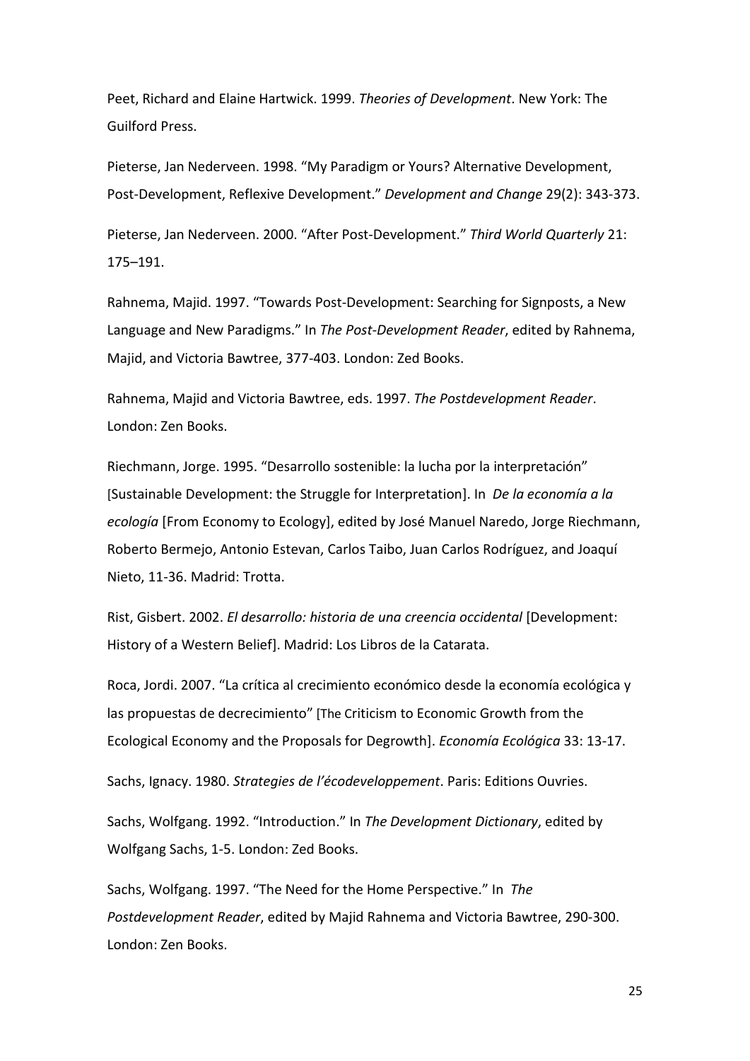Peet, Richard and Elaine Hartwick. 1999. *Theories of Development*. New York: The Guilford Press.

Pieterse, Jan Nederveen. 1998. "My Paradigm or Yours? Alternative Development, Post-Development, Reflexive Development." *Development and Change* 29(2): 343-373.

Pieterse, Jan Nederveen. 2000. "After Post-Development." *Third World Quarterly* 21: 175–191.

Rahnema, Majid. 1997. "Towards Post-Development: Searching for Signposts, a New Language and New Paradigms." In *The Post-Development Reader*, edited by Rahnema, Majid, and Victoria Bawtree, 377-403. London: Zed Books.

Rahnema, Majid and Victoria Bawtree, eds. 1997. *The Postdevelopment Reader*. London: Zen Books.

Riechmann, Jorge. 1995. "Desarrollo sostenible: la lucha por la interpretación" [Sustainable Development: the Struggle for Interpretation]. In *De la economía a la ecología* [From Economy to Ecology], edited by José Manuel Naredo, Jorge Riechmann, Roberto Bermejo, Antonio Estevan, Carlos Taibo, Juan Carlos Rodríguez, and Joaquí Nieto, 11-36. Madrid: Trotta.

Rist, Gisbert. 2002. *El desarrollo: historia de una creencia occidental* [Development: History of a Western Belief]. Madrid: Los Libros de la Catarata.

Roca, Jordi. 2007. "La crítica al crecimiento económico desde la economía ecológica y las propuestas de decrecimiento" [The Criticism to Economic Growth from the Ecological Economy and the Proposals for Degrowth]. *Economía Ecológica* 33: 13-17.

Sachs, Ignacy. 1980. *Strategies de l'écodeveloppement*. Paris: Editions Ouvries.

Sachs, Wolfgang. 1992. "Introduction." In *The Development Dictionary*, edited by Wolfgang Sachs, 1-5. London: Zed Books.

Sachs, Wolfgang. 1997. "The Need for the Home Perspective." In *The Postdevelopment Reader*, edited by Majid Rahnema and Victoria Bawtree, 290-300. London: Zen Books.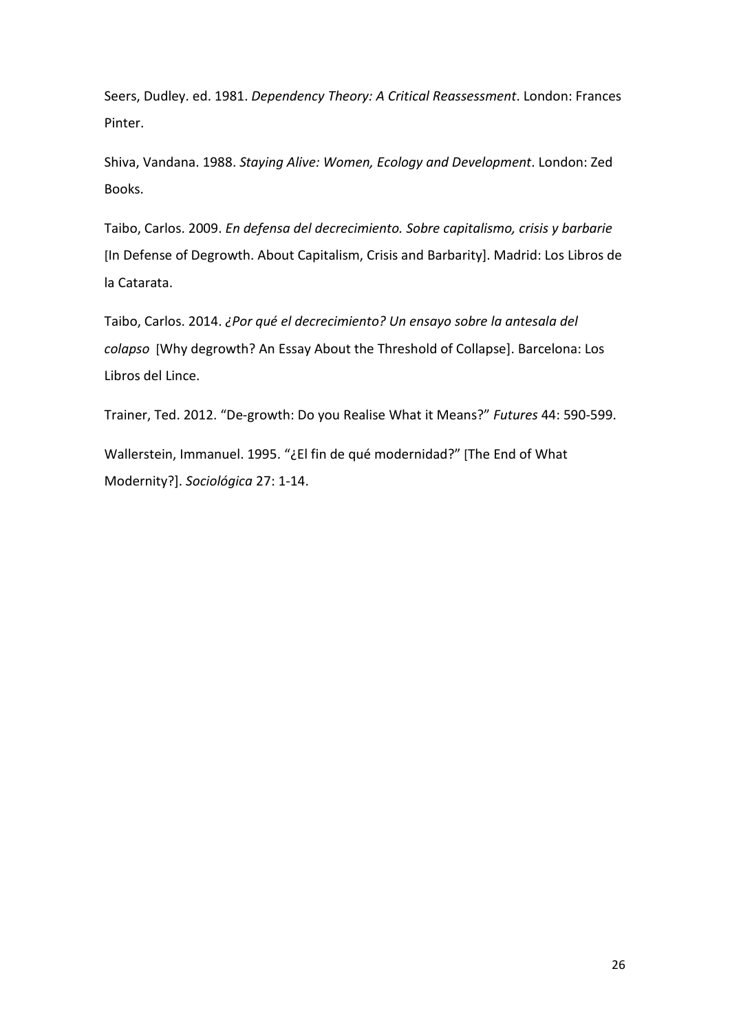Seers, Dudley. ed. 1981. *Dependency Theory: A Critical Reassessment*. London: Frances Pinter.

Shiva, Vandana. 1988. *Staying Alive: Women, Ecology and Development*. London: Zed Books.

Taibo, Carlos. 2009. *En defensa del decrecimiento. Sobre capitalismo, crisis y barbarie* [In Defense of Degrowth. About Capitalism, Crisis and Barbarity]. Madrid: Los Libros de la Catarata.

Taibo, Carlos. 2014. *¿Por qué el decrecimiento? Un ensayo sobre la antesala del colapso* [Why degrowth? An Essay About the Threshold of Collapse]. Barcelona: Los Libros del Lince.

Trainer, Ted. 2012. "De-growth: Do you Realise What it Means?" *Futures* 44: 590-599.

Wallerstein, Immanuel. 1995. "¿El fin de qué modernidad?" [The End of What Modernity?]. *Sociológica* 27: 1-14.